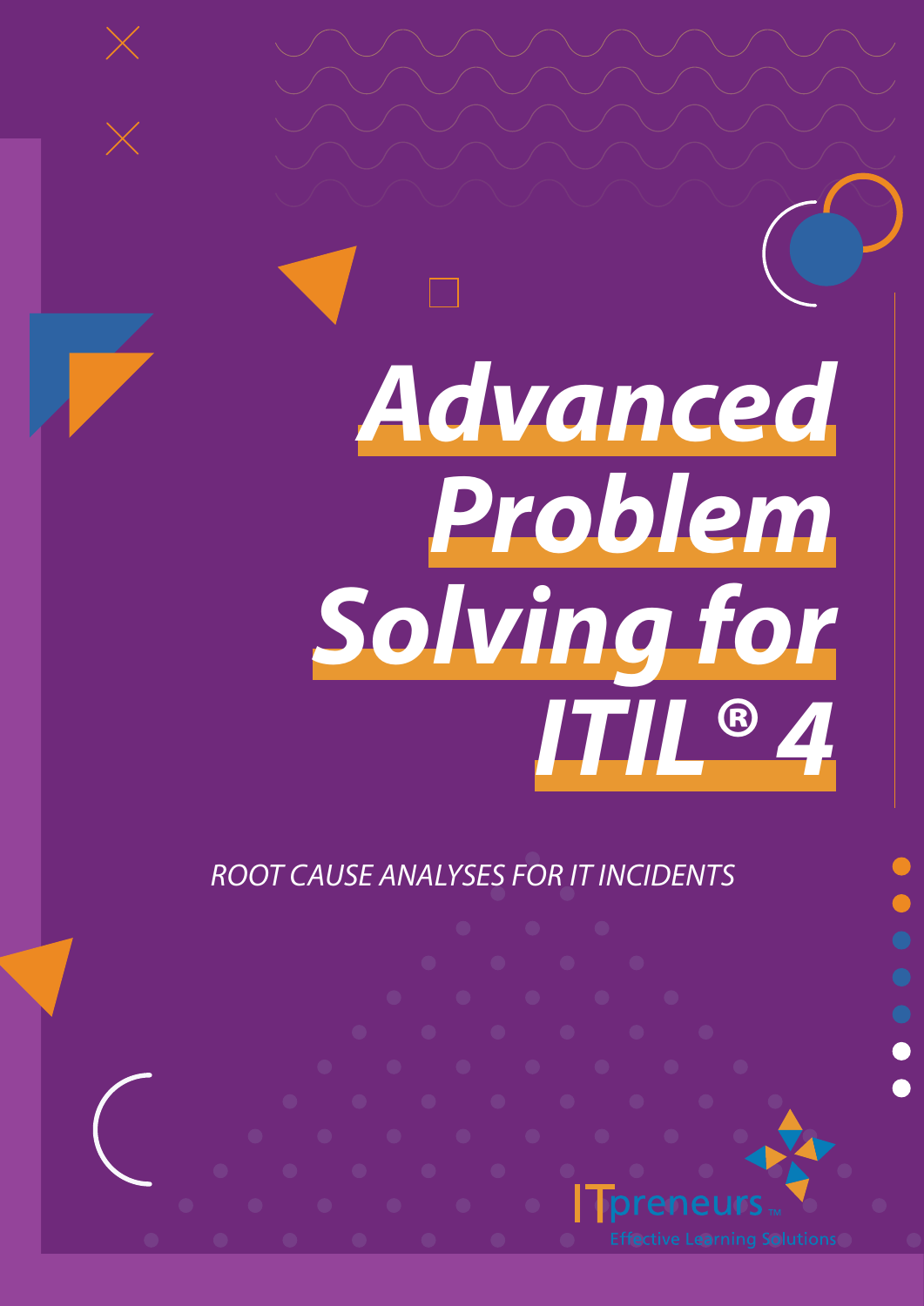# Advanced Problem Solving for ITIL® 4

*ROOT CAUSE ANALYSES FOR IT INCIDENTS*

ITpreneurs™

Effective Learning Solutions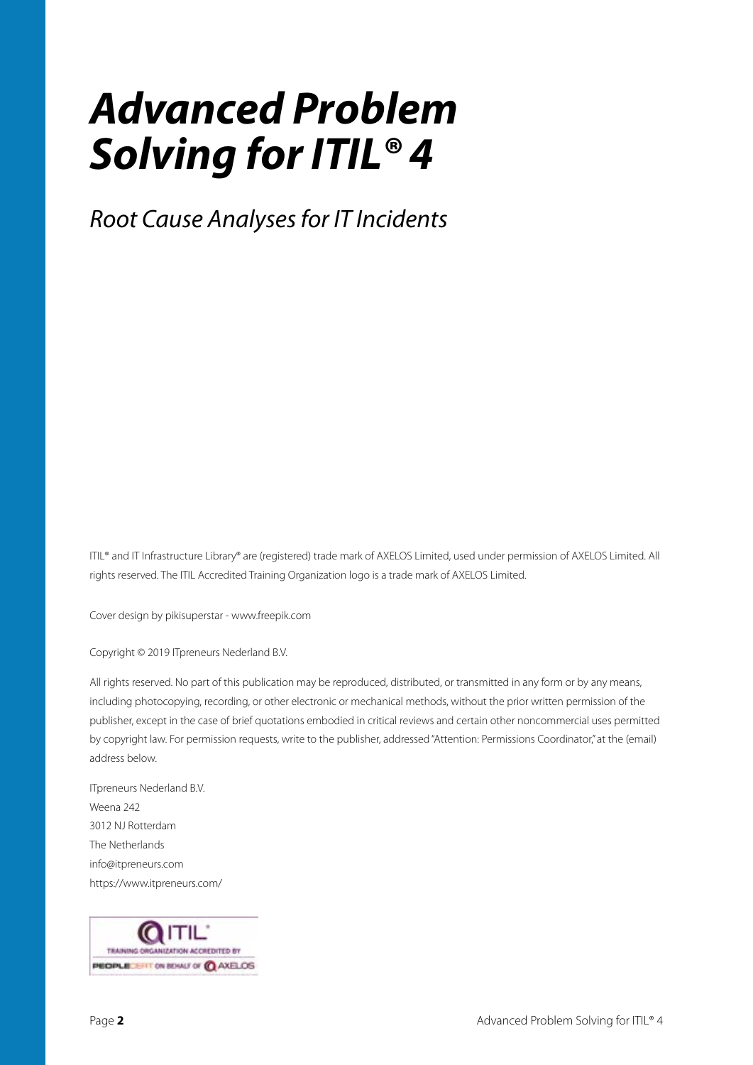# *Advanced Problem Solving for ITIL® 4*

*Root Cause Analyses for IT Incidents*

ITIL® and IT Infrastructure Library® are (registered) trade mark of AXELOS Limited, used under permission of AXELOS Limited. All rights reserved. The ITIL Accredited Training Organization logo is a trade mark of AXELOS Limited.

Cover design by pikisuperstar - www.freepik.com

Copyright © 2019 ITpreneurs Nederland B.V.

All rights reserved. No part of this publication may be reproduced, distributed, or transmitted in any form or by any means, including photocopying, recording, or other electronic or mechanical methods, without the prior written permission of the publisher, except in the case of brief quotations embodied in critical reviews and certain other noncommercial uses permitted by copyright law. For permission requests, write to the publisher, addressed "Attention: Permissions Coordinator," at the (email) address below.

ITpreneurs Nederland B.V.
Weena 242
3012 NJ Rotterdam
The Netherlands
info@itpreneurs.com
https://www.itpreneurs.com/

ITIL® TRAINING ORGANIZATION ACCREDITED BY PEOPLECERT ON BEHALF OF AXELOS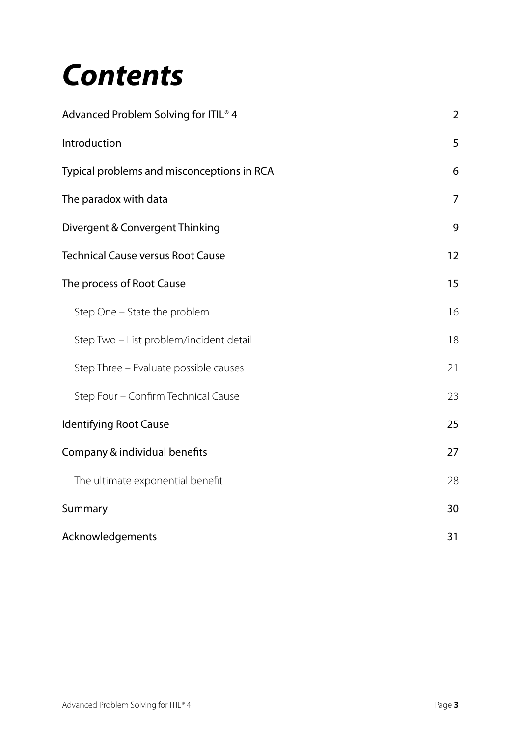# *Contents*

| | |
|---|---|
| Advanced Problem Solving for ITIL® 4 | 2 |
| Introduction | 5 |
| Typical problems and misconceptions in RCA | 6 |
| The paradox with data | 7 |
| Divergent & Convergent Thinking | 9 |
| Technical Cause versus Root Cause | 12 |
| The process of Root Cause | 15 |
| Step One – State the problem | 16 |
| Step Two – List problem/incident detail | 18 |
| Step Three – Evaluate possible causes | 21 |
| Step Four – Confirm Technical Cause | 23 |
| Identifying Root Cause | 25 |
| Company & individual benefits | 27 |
| The ultimate exponential benefit | 28 |
| Summary | 30 |
| Acknowledgements | 31 |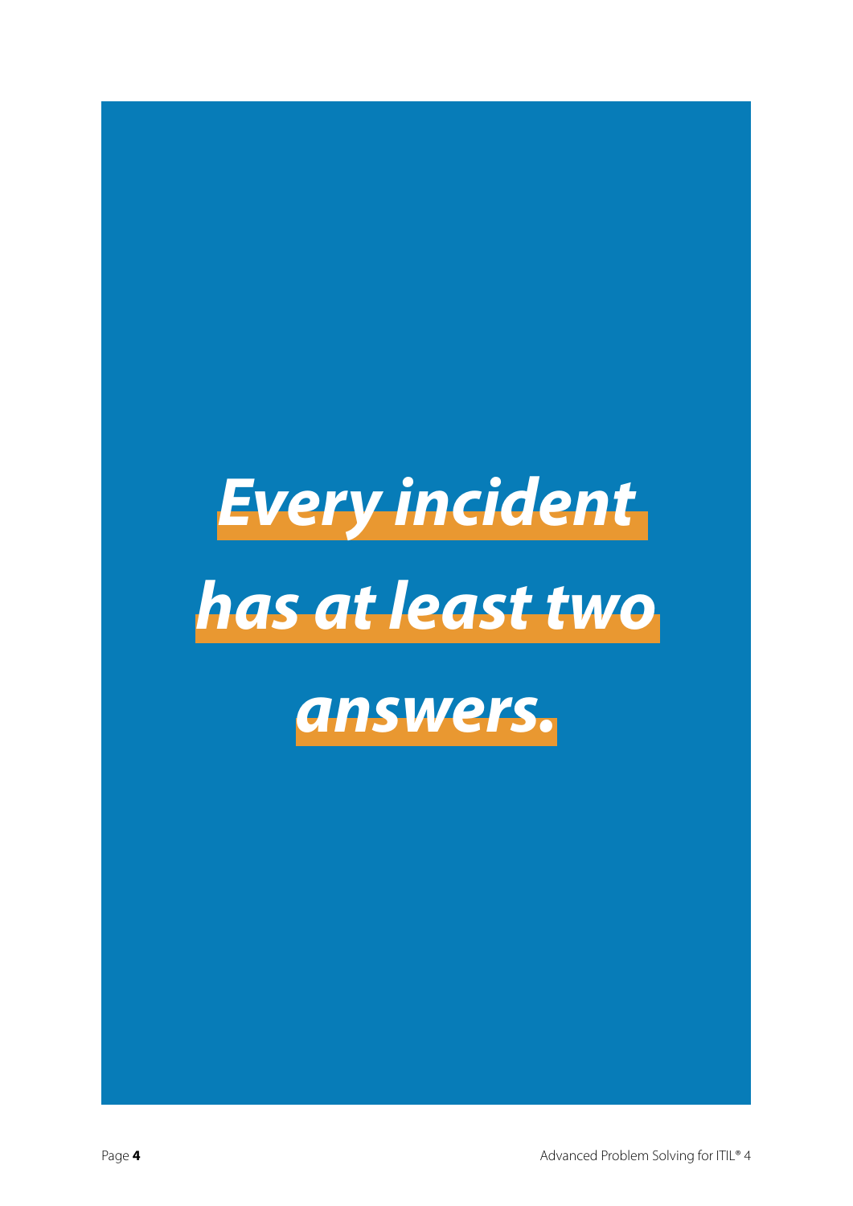***Every incident has at least two answers.***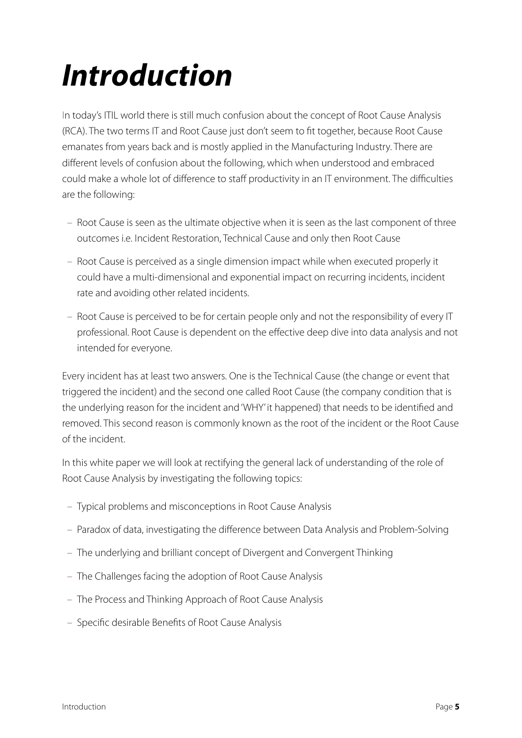# *Introduction*

In today's ITIL world there is still much confusion about the concept of Root Cause Analysis (RCA). The two terms IT and Root Cause just don't seem to fit together, because Root Cause emanates from years back and is mostly applied in the Manufacturing Industry. There are different levels of confusion about the following, which when understood and embraced could make a whole lot of difference to staff productivity in an IT environment. The difficulties are the following:

- Root Cause is seen as the ultimate objective when it is seen as the last component of three outcomes i.e. Incident Restoration, Technical Cause and only then Root Cause
- Root Cause is perceived as a single dimension impact while when executed properly it could have a multi-dimensional and exponential impact on recurring incidents, incident rate and avoiding other related incidents.
- Root Cause is perceived to be for certain people only and not the responsibility of every IT professional. Root Cause is dependent on the effective deep dive into data analysis and not intended for everyone.

Every incident has at least two answers. One is the Technical Cause (the change or event that triggered the incident) and the second one called Root Cause (the company condition that is the underlying reason for the incident and 'WHY' it happened) that needs to be identified and removed. This second reason is commonly known as the root of the incident or the Root Cause of the incident.

In this white paper we will look at rectifying the general lack of understanding of the role of Root Cause Analysis by investigating the following topics:

- Typical problems and misconceptions in Root Cause Analysis
- Paradox of data, investigating the difference between Data Analysis and Problem-Solving
- The underlying and brilliant concept of Divergent and Convergent Thinking
- The Challenges facing the adoption of Root Cause Analysis
- The Process and Thinking Approach of Root Cause Analysis
- Specific desirable Benefits of Root Cause Analysis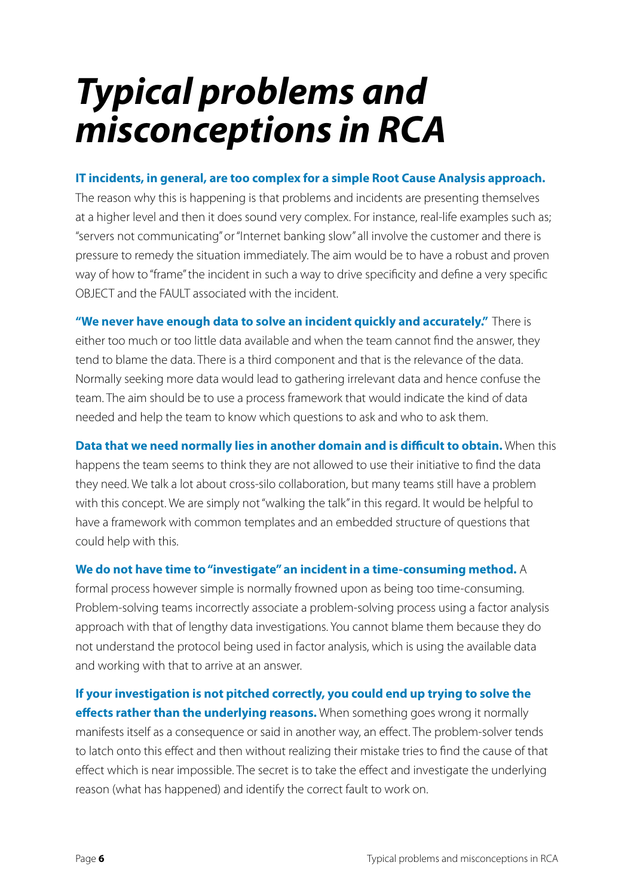# ***Typical problems and misconceptions in RCA***

**IT incidents, in general, are too complex for a simple Root Cause Analysis approach.** The reason why this is happening is that problems and incidents are presenting themselves at a higher level and then it does sound very complex. For instance, real-life examples such as; "servers not communicating" or "Internet banking slow" all involve the customer and there is pressure to remedy the situation immediately. The aim would be to have a robust and proven way of how to "frame" the incident in such a way to drive specificity and define a very specific OBJECT and the FAULT associated with the incident.

**"We never have enough data to solve an incident quickly and accurately."** There is either too much or too little data available and when the team cannot find the answer, they tend to blame the data. There is a third component and that is the relevance of the data. Normally seeking more data would lead to gathering irrelevant data and hence confuse the team. The aim should be to use a process framework that would indicate the kind of data needed and help the team to know which questions to ask and who to ask them.

**Data that we need normally lies in another domain and is difficult to obtain.** When this happens the team seems to think they are not allowed to use their initiative to find the data they need. We talk a lot about cross-silo collaboration, but many teams still have a problem with this concept. We are simply not "walking the talk" in this regard. It would be helpful to have a framework with common templates and an embedded structure of questions that could help with this.

**We do not have time to "investigate" an incident in a time-consuming method.** A formal process however simple is normally frowned upon as being too time-consuming. Problem-solving teams incorrectly associate a problem-solving process using a factor analysis approach with that of lengthy data investigations. You cannot blame them because they do not understand the protocol being used in factor analysis, which is using the available data and working with that to arrive at an answer.

**If your investigation is not pitched correctly, you could end up trying to solve the effects rather than the underlying reasons.** When something goes wrong it normally manifests itself as a consequence or said in another way, an effect. The problem-solver tends to latch onto this effect and then without realizing their mistake tries to find the cause of that effect which is near impossible. The secret is to take the effect and investigate the underlying reason (what has happened) and identify the correct fault to work on.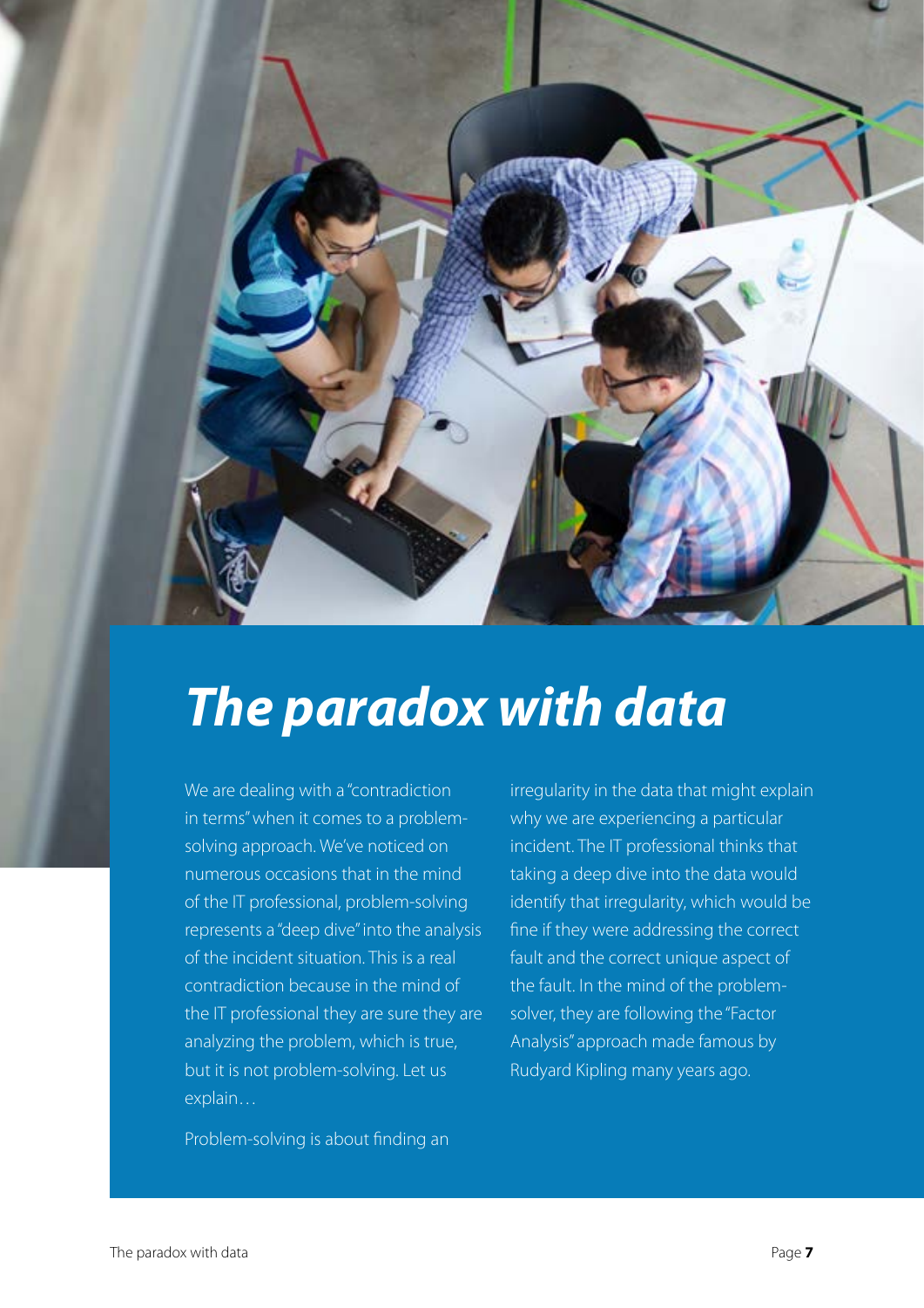# *The paradox with data*

We are dealing with a "contradiction in terms" when it comes to a problem-solving approach. We've noticed on numerous occasions that in the mind of the IT professional, problem-solving represents a "deep dive" into the analysis of the incident situation. This is a real contradiction because in the mind of the IT professional they are sure they are analyzing the problem, which is true, but it is not problem-solving. Let us explain…

Problem-solving is about finding an irregularity in the data that might explain why we are experiencing a particular incident. The IT professional thinks that taking a deep dive into the data would identify that irregularity, which would be fine if they were addressing the correct fault and the correct unique aspect of the fault. In the mind of the problem-solver, they are following the "Factor Analysis" approach made famous by Rudyard Kipling many years ago.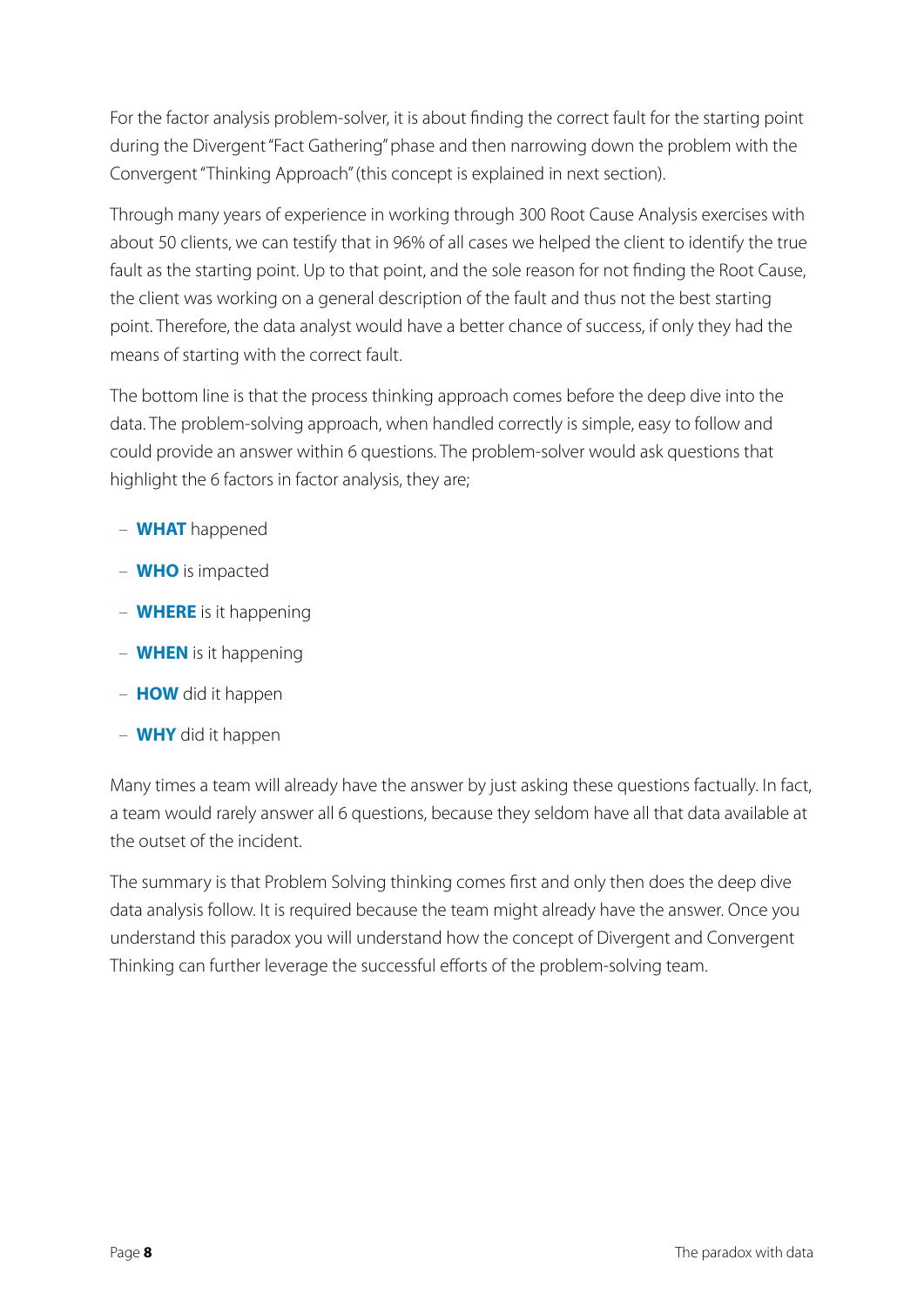For the factor analysis problem-solver, it is about finding the correct fault for the starting point during the Divergent "Fact Gathering" phase and then narrowing down the problem with the Convergent "Thinking Approach" (this concept is explained in next section).

Through many years of experience in working through 300 Root Cause Analysis exercises with about 50 clients, we can testify that in 96% of all cases we helped the client to identify the true fault as the starting point. Up to that point, and the sole reason for not finding the Root Cause, the client was working on a general description of the fault and thus not the best starting point. Therefore, the data analyst would have a better chance of success, if only they had the means of starting with the correct fault.

The bottom line is that the process thinking approach comes before the deep dive into the data. The problem-solving approach, when handled correctly is simple, easy to follow and could provide an answer within 6 questions. The problem-solver would ask questions that highlight the 6 factors in factor analysis, they are;

- **WHAT** happened
- **WHO** is impacted
- **WHERE** is it happening
- **WHEN** is it happening
- **HOW** did it happen
- **WHY** did it happen

Many times a team will already have the answer by just asking these questions factually. In fact, a team would rarely answer all 6 questions, because they seldom have all that data available at the outset of the incident.

The summary is that Problem Solving thinking comes first and only then does the deep dive data analysis follow. It is required because the team might already have the answer. Once you understand this paradox you will understand how the concept of Divergent and Convergent Thinking can further leverage the successful efforts of the problem-solving team.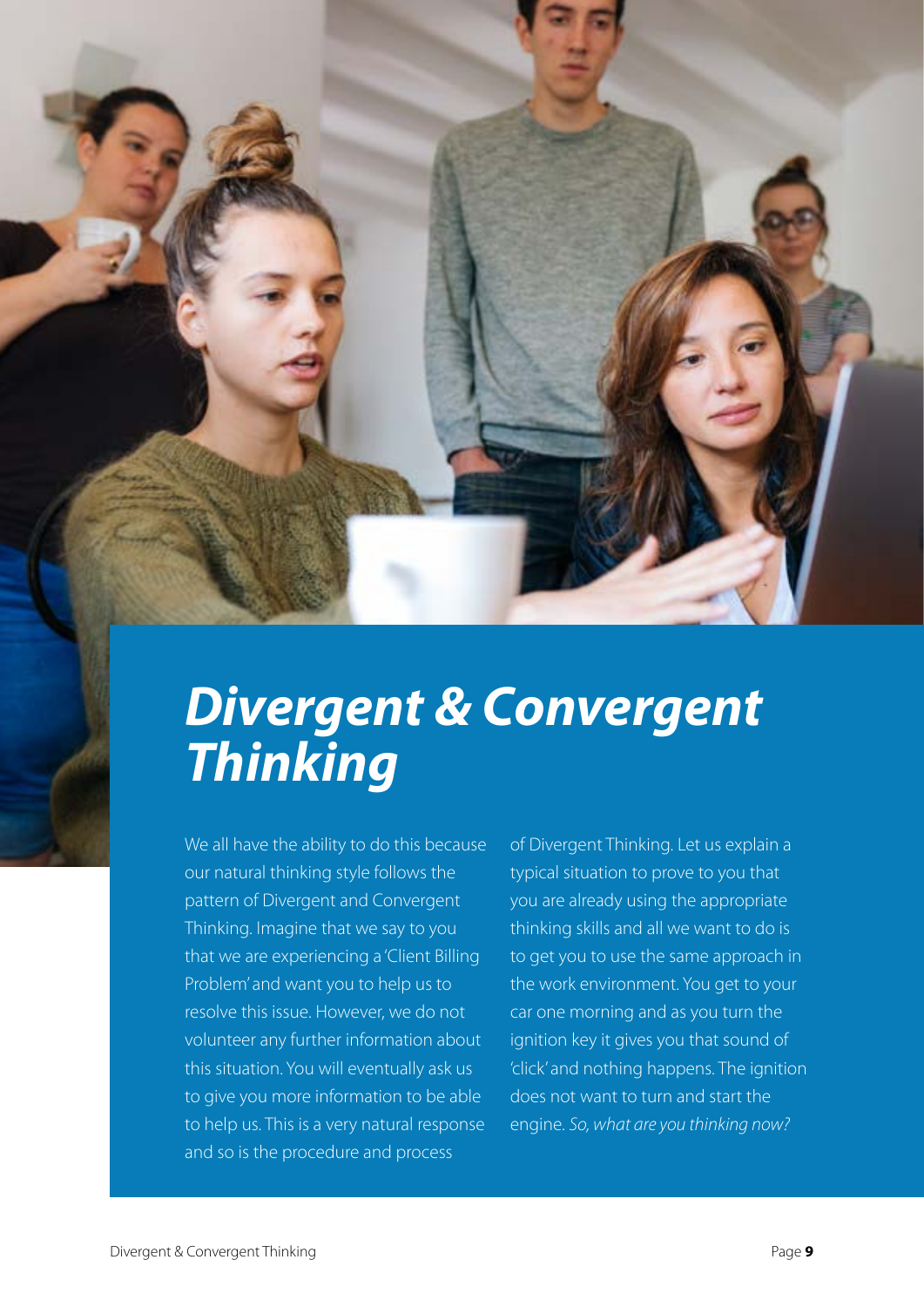# *Divergent & Convergent Thinking*

We all have the ability to do this because our natural thinking style follows the pattern of Divergent and Convergent Thinking. Imagine that we say to you that we are experiencing a 'Client Billing Problem' and want you to help us to resolve this issue. However, we do not volunteer any further information about this situation. You will eventually ask us to give you more information to be able to help us. This is a very natural response and so is the procedure and process of Divergent Thinking. Let us explain a typical situation to prove to you that you are already using the appropriate thinking skills and all we want to do is to get you to use the same approach in the work environment. You get to your car one morning and as you turn the ignition key it gives you that sound of 'click' and nothing happens. The ignition does not want to turn and start the engine. *So, what are you thinking now?*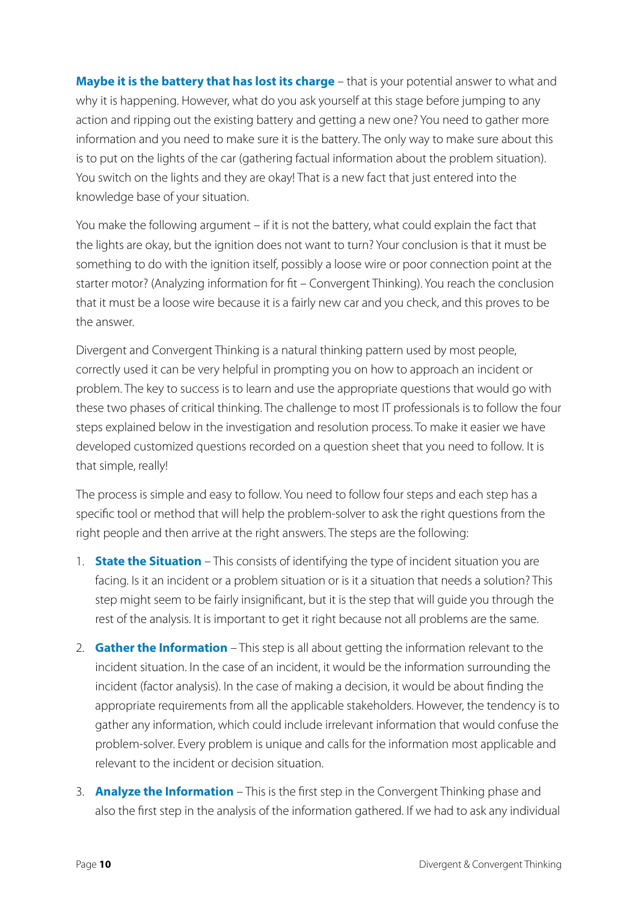**Maybe it is the battery that has lost its charge** – that is your potential answer to what and why it is happening. However, what do you ask yourself at this stage before jumping to any action and ripping out the existing battery and getting a new one? You need to gather more information and you need to make sure it is the battery. The only way to make sure about this is to put on the lights of the car (gathering factual information about the problem situation). You switch on the lights and they are okay! That is a new fact that just entered into the knowledge base of your situation.

You make the following argument – if it is not the battery, what could explain the fact that the lights are okay, but the ignition does not want to turn? Your conclusion is that it must be something to do with the ignition itself, possibly a loose wire or poor connection point at the starter motor? (Analyzing information for fit – Convergent Thinking). You reach the conclusion that it must be a loose wire because it is a fairly new car and you check, and this proves to be the answer.

Divergent and Convergent Thinking is a natural thinking pattern used by most people, correctly used it can be very helpful in prompting you on how to approach an incident or problem. The key to success is to learn and use the appropriate questions that would go with these two phases of critical thinking. The challenge to most IT professionals is to follow the four steps explained below in the investigation and resolution process. To make it easier we have developed customized questions recorded on a question sheet that you need to follow. It is that simple, really!

The process is simple and easy to follow. You need to follow four steps and each step has a specific tool or method that will help the problem-solver to ask the right questions from the right people and then arrive at the right answers. The steps are the following:

1. **State the Situation** – This consists of identifying the type of incident situation you are facing. Is it an incident or a problem situation or is it a situation that needs a solution? This step might seem to be fairly insignificant, but it is the step that will guide you through the rest of the analysis. It is important to get it right because not all problems are the same.
2. **Gather the Information** – This step is all about getting the information relevant to the incident situation. In the case of an incident, it would be the information surrounding the incident (factor analysis). In the case of making a decision, it would be about finding the appropriate requirements from all the applicable stakeholders. However, the tendency is to gather any information, which could include irrelevant information that would confuse the problem-solver. Every problem is unique and calls for the information most applicable and relevant to the incident or decision situation.
3. **Analyze the Information** – This is the first step in the Convergent Thinking phase and also the first step in the analysis of the information gathered. If we had to ask any individual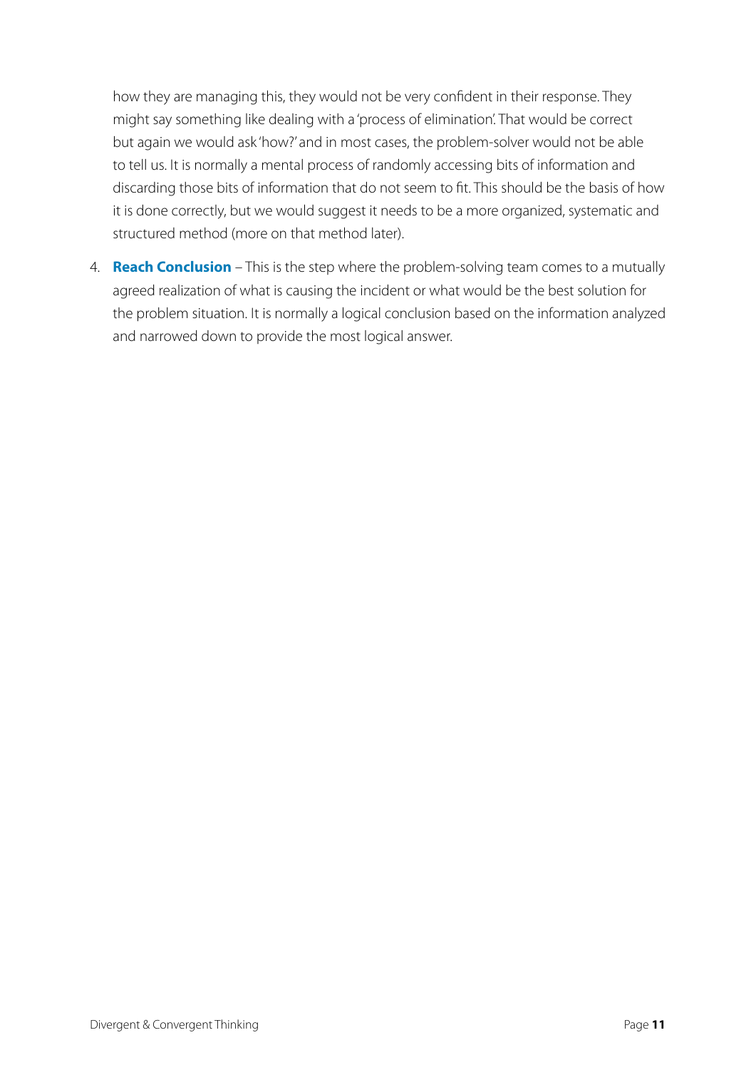how they are managing this, they would not be very confident in their response. They might say something like dealing with a 'process of elimination'. That would be correct but again we would ask 'how?' and in most cases, the problem-solver would not be able to tell us. It is normally a mental process of randomly accessing bits of information and discarding those bits of information that do not seem to fit. This should be the basis of how it is done correctly, but we would suggest it needs to be a more organized, systematic and structured method (more on that method later).

4. **Reach Conclusion** – This is the step where the problem-solving team comes to a mutually agreed realization of what is causing the incident or what would be the best solution for the problem situation. It is normally a logical conclusion based on the information analyzed and narrowed down to provide the most logical answer.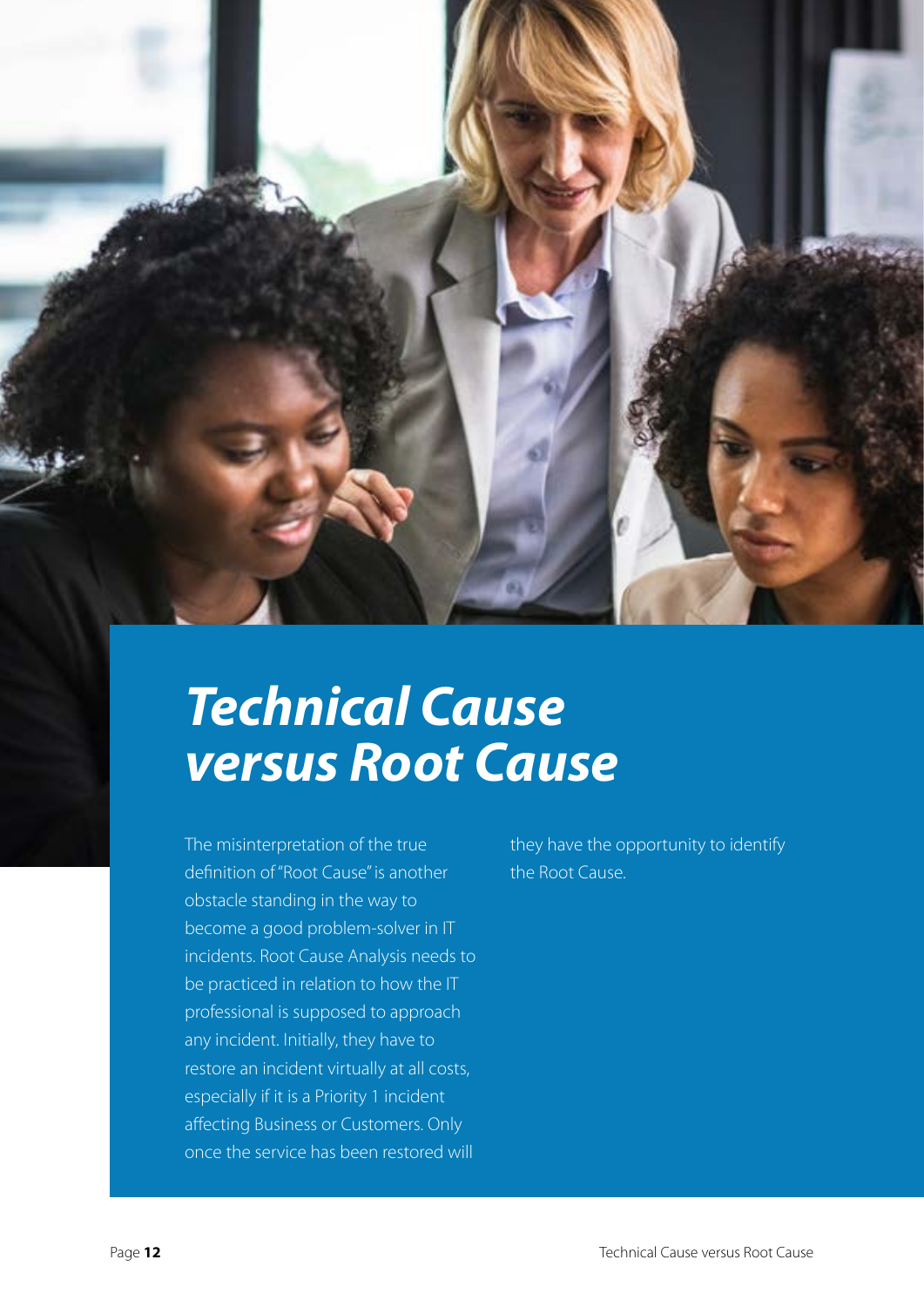# *Technical Cause versus Root Cause*

The misinterpretation of the true definition of "Root Cause" is another obstacle standing in the way to become a good problem-solver in IT incidents. Root Cause Analysis needs to be practiced in relation to how the IT professional is supposed to approach any incident. Initially, they have to restore an incident virtually at all costs, especially if it is a Priority 1 incident affecting Business or Customers. Only once the service has been restored will they have the opportunity to identify the Root Cause.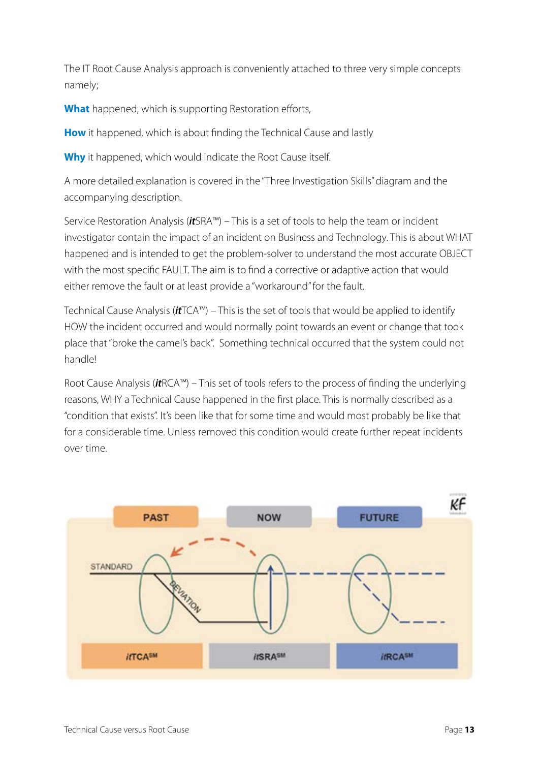The IT Root Cause Analysis approach is conveniently attached to three very simple concepts namely;

**What** happened, which is supporting Restoration efforts,

**How** it happened, which is about finding the Technical Cause and lastly

**Why** it happened, which would indicate the Root Cause itself.

A more detailed explanation is covered in the "Three Investigation Skills" diagram and the accompanying description.

Service Restoration Analysis (***it***SRA™) – This is a set of tools to help the team or incident investigator contain the impact of an incident on Business and Technology. This is about WHAT happened and is intended to get the problem-solver to understand the most accurate OBJECT with the most specific FAULT. The aim is to find a corrective or adaptive action that would either remove the fault or at least provide a "workaround" for the fault.

Technical Cause Analysis (***it***TCA™) – This is the set of tools that would be applied to identify HOW the incident occurred and would normally point towards an event or change that took place that "broke the camel's back". Something technical occurred that the system could not handle!

Root Cause Analysis (***it***RCA™) – This set of tools refers to the process of finding the underlying reasons, WHY a Technical Cause happened in the first place. This is normally described as a "condition that exists". It's been like that for some time and would most probably be like that for a considerable time. Unless removed this condition would create further repeat incidents over time.

PAST NOW FUTURE

STANDARD DEVIATION

*it*TCA℠ *it*SRA℠ *it*RCA℠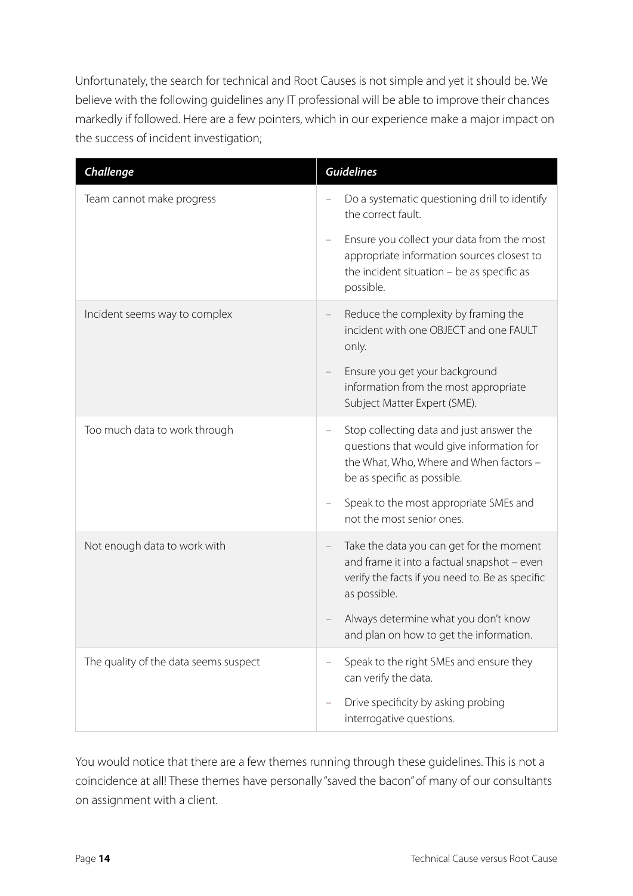Unfortunately, the search for technical and Root Causes is not simple and yet it should be. We believe with the following guidelines any IT professional will be able to improve their chances markedly if followed. Here are a few pointers, which in our experience make a major impact on the success of incident investigation;

| ***Challenge*** | ***Guidelines*** |
|---|---|
| Team cannot make progress | – Do a systematic questioning drill to identify the correct fault.<br>– Ensure you collect your data from the most appropriate information sources closest to the incident situation – be as specific as possible. |
| Incident seems way to complex | – Reduce the complexity by framing the incident with one OBJECT and one FAULT only.<br>– Ensure you get your background information from the most appropriate Subject Matter Expert (SME). |
| Too much data to work through | – Stop collecting data and just answer the questions that would give information for the What, Who, Where and When factors – be as specific as possible.<br>– Speak to the most appropriate SMEs and not the most senior ones. |
| Not enough data to work with | – Take the data you can get for the moment and frame it into a factual snapshot – even verify the facts if you need to. Be as specific as possible.<br>– Always determine what you don't know and plan on how to get the information. |
| The quality of the data seems suspect | – Speak to the right SMEs and ensure they can verify the data.<br>– Drive specificity by asking probing interrogative questions. |

You would notice that there are a few themes running through these guidelines. This is not a coincidence at all! These themes have personally "saved the bacon" of many of our consultants on assignment with a client.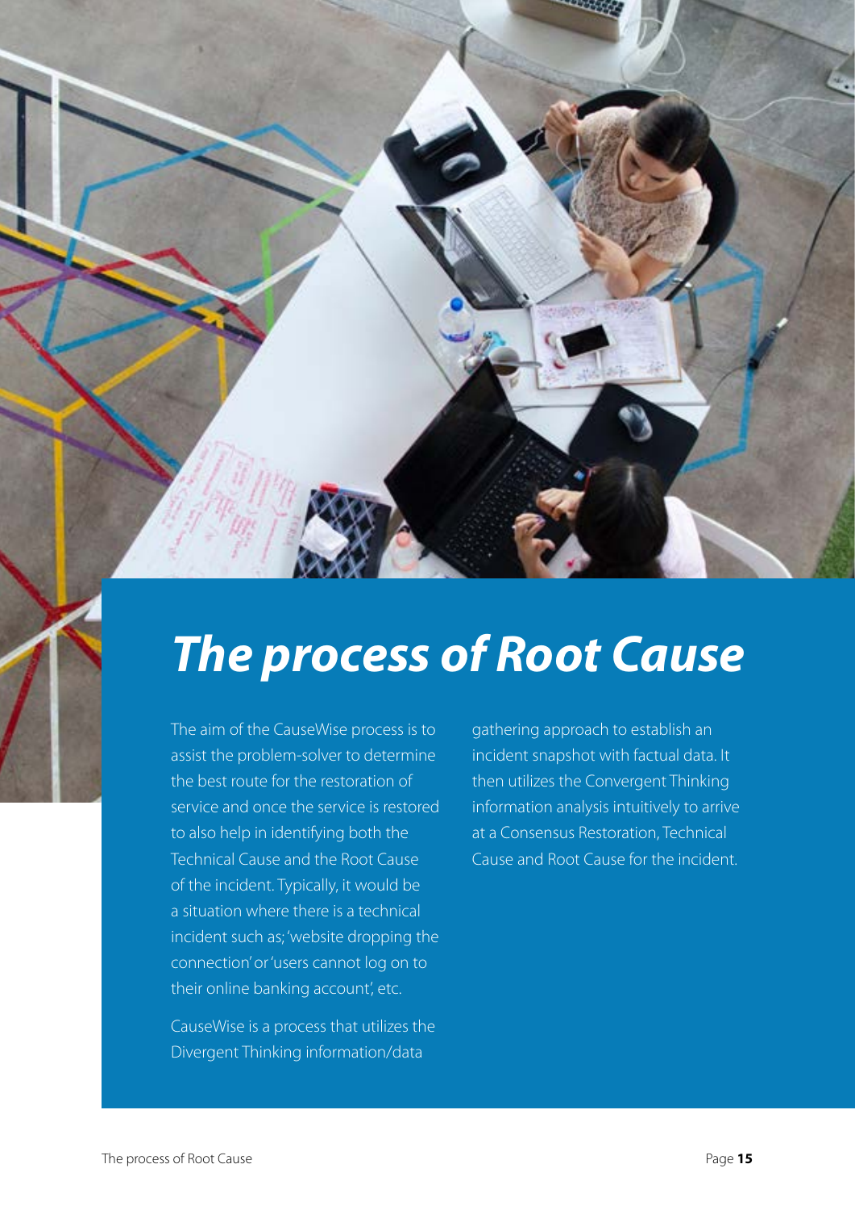# *The process of Root Cause*

The aim of the CauseWise process is to assist the problem-solver to determine the best route for the restoration of service and once the service is restored to also help in identifying both the Technical Cause and the Root Cause of the incident. Typically, it would be a situation where there is a technical incident such as; 'website dropping the connection' or 'users cannot log on to their online banking account', etc.

CauseWise is a process that utilizes the Divergent Thinking information/data gathering approach to establish an incident snapshot with factual data. It then utilizes the Convergent Thinking information analysis intuitively to arrive at a Consensus Restoration, Technical Cause and Root Cause for the incident.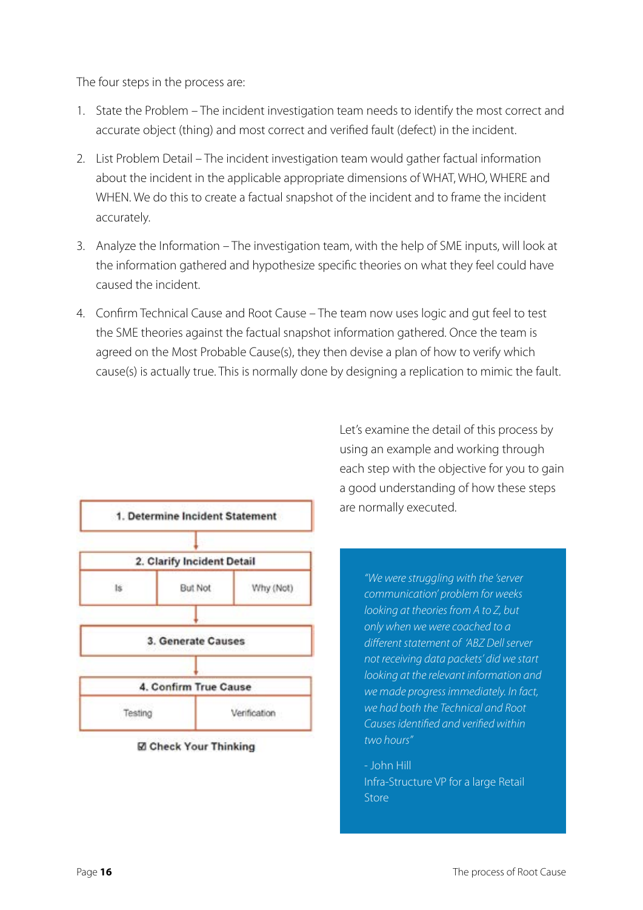The four steps in the process are:

1. State the Problem – The incident investigation team needs to identify the most correct and accurate object (thing) and most correct and verified fault (defect) in the incident.
2. List Problem Detail – The incident investigation team would gather factual information about the incident in the applicable appropriate dimensions of WHAT, WHO, WHERE and WHEN. We do this to create a factual snapshot of the incident and to frame the incident accurately.
3. Analyze the Information – The investigation team, with the help of SME inputs, will look at the information gathered and hypothesize specific theories on what they feel could have caused the incident.
4. Confirm Technical Cause and Root Cause – The team now uses logic and gut feel to test the SME theories against the factual snapshot information gathered. Once the team is agreed on the Most Probable Cause(s), they then devise a plan of how to verify which cause(s) is actually true. This is normally done by designing a replication to mimic the fault.

**1. Determine Incident Statement**

↓

| **2. Clarify Incident Detail** | | |
|---|---|---|
| Is | But Not | Why (Not) |

↓

**3. Generate Causes**

↓

| **4. Confirm True Cause** | |
|---|---|
| Testing | Verification |

**☑ Check Your Thinking**

Let's examine the detail of this process by using an example and working through each step with the objective for you to gain a good understanding of how these steps are normally executed.

> *"We were struggling with the 'server communication' problem for weeks looking at theories from A to Z, but only when we were coached to a different statement of 'ABZ Dell server not receiving data packets' did we start looking at the relevant information and we made progress immediately. In fact, we had both the Technical and Root Causes identified and verified within two hours"*
>
> - John Hill
> Infra-Structure VP for a large Retail Store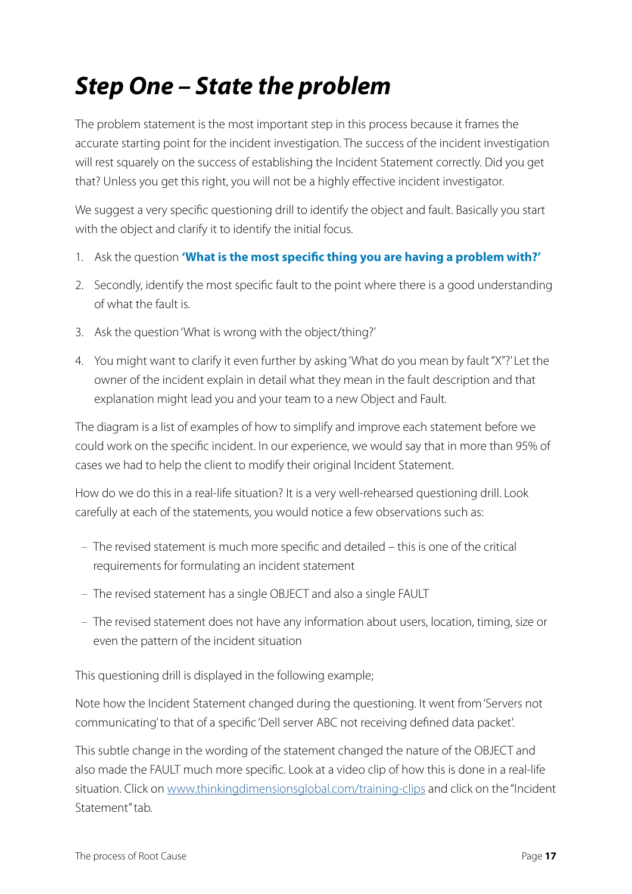# *Step One – State the problem*

The problem statement is the most important step in this process because it frames the accurate starting point for the incident investigation. The success of the incident investigation will rest squarely on the success of establishing the Incident Statement correctly. Did you get that? Unless you get this right, you will not be a highly effective incident investigator.

We suggest a very specific questioning drill to identify the object and fault. Basically you start with the object and clarify it to identify the initial focus.

1. Ask the question **'What is the most specific thing you are having a problem with?'**
2. Secondly, identify the most specific fault to the point where there is a good understanding of what the fault is.
3. Ask the question 'What is wrong with the object/thing?'
4. You might want to clarify it even further by asking 'What do you mean by fault "X"?' Let the owner of the incident explain in detail what they mean in the fault description and that explanation might lead you and your team to a new Object and Fault.

The diagram is a list of examples of how to simplify and improve each statement before we could work on the specific incident. In our experience, we would say that in more than 95% of cases we had to help the client to modify their original Incident Statement.

How do we do this in a real-life situation? It is a very well-rehearsed questioning drill. Look carefully at each of the statements, you would notice a few observations such as:

- The revised statement is much more specific and detailed – this is one of the critical requirements for formulating an incident statement
- The revised statement has a single OBJECT and also a single FAULT
- The revised statement does not have any information about users, location, timing, size or even the pattern of the incident situation

This questioning drill is displayed in the following example;

Note how the Incident Statement changed during the questioning. It went from 'Servers not communicating' to that of a specific 'Dell server ABC not receiving defined data packet'.

This subtle change in the wording of the statement changed the nature of the OBJECT and also made the FAULT much more specific. Look at a video clip of how this is done in a real-life situation. Click on www.thinkingdimensionsglobal.com/training-clips and click on the "Incident Statement" tab.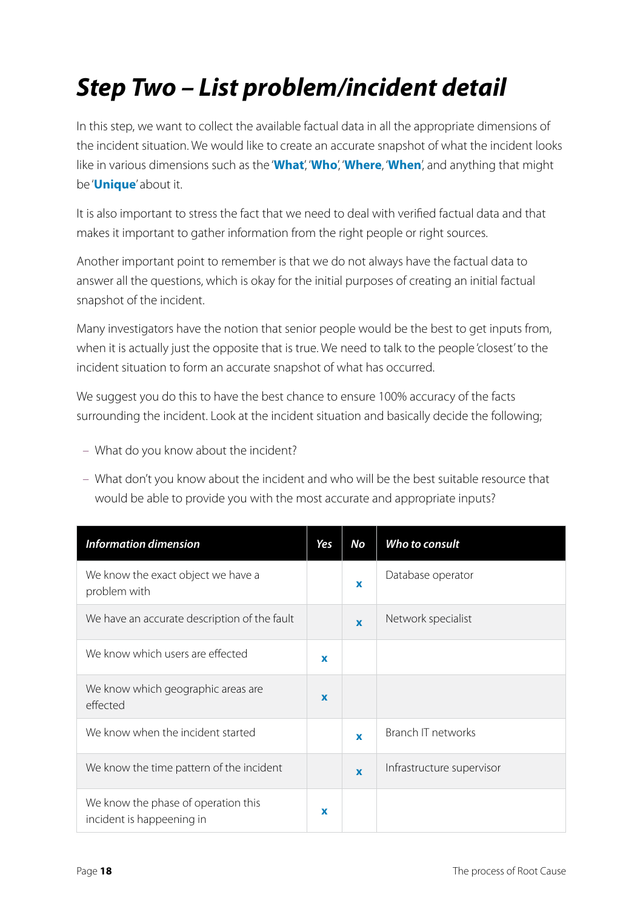# Step Two – List problem/incident detail

In this step, we want to collect the available factual data in all the appropriate dimensions of the incident situation. We would like to create an accurate snapshot of what the incident looks like in various dimensions such as the '**What**', '**Who**', '**Where**', '**When**', and anything that might be '**Unique**' about it.

It is also important to stress the fact that we need to deal with verified factual data and that makes it important to gather information from the right people or right sources.

Another important point to remember is that we do not always have the factual data to answer all the questions, which is okay for the initial purposes of creating an initial factual snapshot of the incident.

Many investigators have the notion that senior people would be the best to get inputs from, when it is actually just the opposite that is true. We need to talk to the people 'closest' to the incident situation to form an accurate snapshot of what has occurred.

We suggest you do this to have the best chance to ensure 100% accuracy of the facts surrounding the incident. Look at the incident situation and basically decide the following;

- What do you know about the incident?
- What don't you know about the incident and who will be the best suitable resource that would be able to provide you with the most accurate and appropriate inputs?

| *Information dimension* | *Yes* | *No* | *Who to consult* |
|---|---|---|---|
| We know the exact object we have a problem with | | x | Database operator |
| We have an accurate description of the fault | | x | Network specialist |
| We know which users are effected | x | | |
| We know which geographic areas are effected | x | | |
| We know when the incident started | | x | Branch IT networks |
| We know the time pattern of the incident | | x | Infrastructure supervisor |
| We know the phase of operation this incident is happening in | x | | |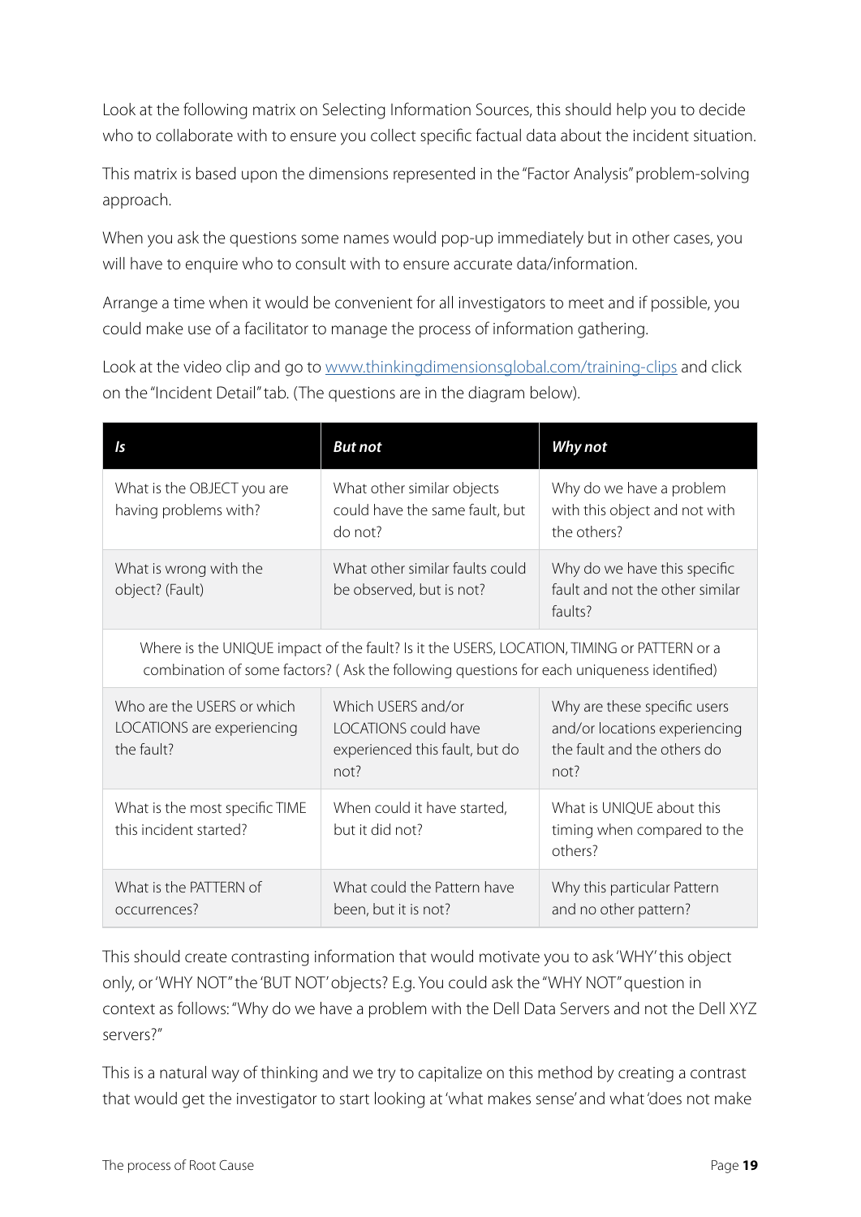Look at the following matrix on Selecting Information Sources, this should help you to decide who to collaborate with to ensure you collect specific factual data about the incident situation.

This matrix is based upon the dimensions represented in the "Factor Analysis" problem-solving approach.

When you ask the questions some names would pop-up immediately but in other cases, you will have to enquire who to consult with to ensure accurate data/information.

Arrange a time when it would be convenient for all investigators to meet and if possible, you could make use of a facilitator to manage the process of information gathering.

Look at the video clip and go to [www.thinkingdimensionsglobal.com/training-clips](www.thinkingdimensionsglobal.com/training-clips) and click on the "Incident Detail" tab. (The questions are in the diagram below).

| *Is* | *But not* | *Why not* |
|---|---|---|
| What is the OBJECT you are having problems with? | What other similar objects could have the same fault, but do not? | Why do we have a problem with this object and not with the others? |
| What is wrong with the object? (Fault) | What other similar faults could be observed, but is not? | Why do we have this specific fault and not the other similar faults? |
| Where is the UNIQUE impact of the fault? Is it the USERS, LOCATION, TIMING or PATTERN or a combination of some factors? ( Ask the following questions for each uniqueness identified) | | |
| Who are the USERS or which LOCATIONS are experiencing the fault? | Which USERS and/or LOCATIONS could have experienced this fault, but do not? | Why are these specific users and/or locations experiencing the fault and the others do not? |
| What is the most specific TIME this incident started? | When could it have started, but it did not? | What is UNIQUE about this timing when compared to the others? |
| What is the PATTERN of occurrences? | What could the Pattern have been, but it is not? | Why this particular Pattern and no other pattern? |

This should create contrasting information that would motivate you to ask 'WHY' this object only, or 'WHY NOT" the 'BUT NOT' objects? E.g. You could ask the "WHY NOT" question in context as follows: "Why do we have a problem with the Dell Data Servers and not the Dell XYZ servers?"

This is a natural way of thinking and we try to capitalize on this method by creating a contrast that would get the investigator to start looking at 'what makes sense' and what 'does not make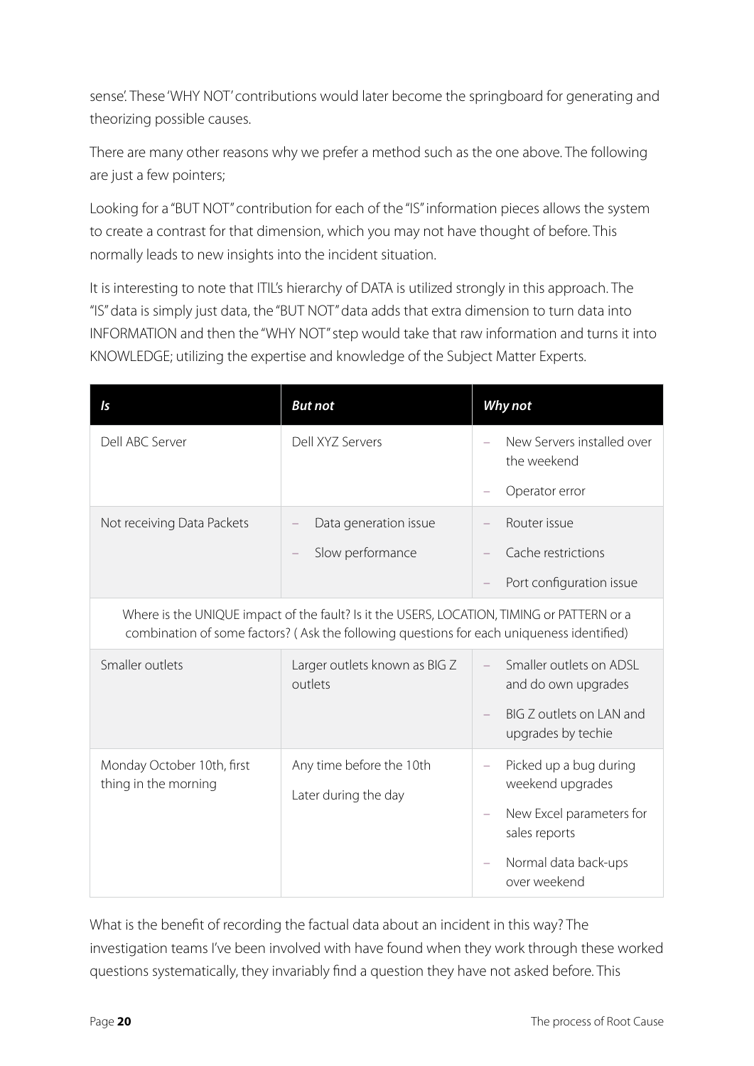sense'. These 'WHY NOT' contributions would later become the springboard for generating and theorizing possible causes.

There are many other reasons why we prefer a method such as the one above. The following are just a few pointers;

Looking for a "BUT NOT" contribution for each of the "IS" information pieces allows the system to create a contrast for that dimension, which you may not have thought of before. This normally leads to new insights into the incident situation.

It is interesting to note that ITIL's hierarchy of DATA is utilized strongly in this approach. The "IS" data is simply just data, the "BUT NOT" data adds that extra dimension to turn data into INFORMATION and then the "WHY NOT" step would take that raw information and turns it into KNOWLEDGE; utilizing the expertise and knowledge of the Subject Matter Experts.

| *Is* | *But not* | *Why not* |
|---|---|---|
| Dell ABC Server | Dell XYZ Servers | – New Servers installed over the weekend<br>– Operator error |
| Not receiving Data Packets | – Data generation issue<br>– Slow performance | – Router issue<br>– Cache restrictions<br>– Port configuration issue |
| Where is the UNIQUE impact of the fault? Is it the USERS, LOCATION, TIMING or PATTERN or a combination of some factors? ( Ask the following questions for each uniqueness identified) | | |
| Smaller outlets | Larger outlets known as BIG Z outlets | – Smaller outlets on ADSL and do own upgrades<br>– BIG Z outlets on LAN and upgrades by techie |
| Monday October 10th, first thing in the morning | Any time before the 10th<br>Later during the day | – Picked up a bug during weekend upgrades<br>– New Excel parameters for sales reports<br>– Normal data back-ups over weekend |

What is the benefit of recording the factual data about an incident in this way? The investigation teams I've been involved with have found when they work through these worked questions systematically, they invariably find a question they have not asked before. This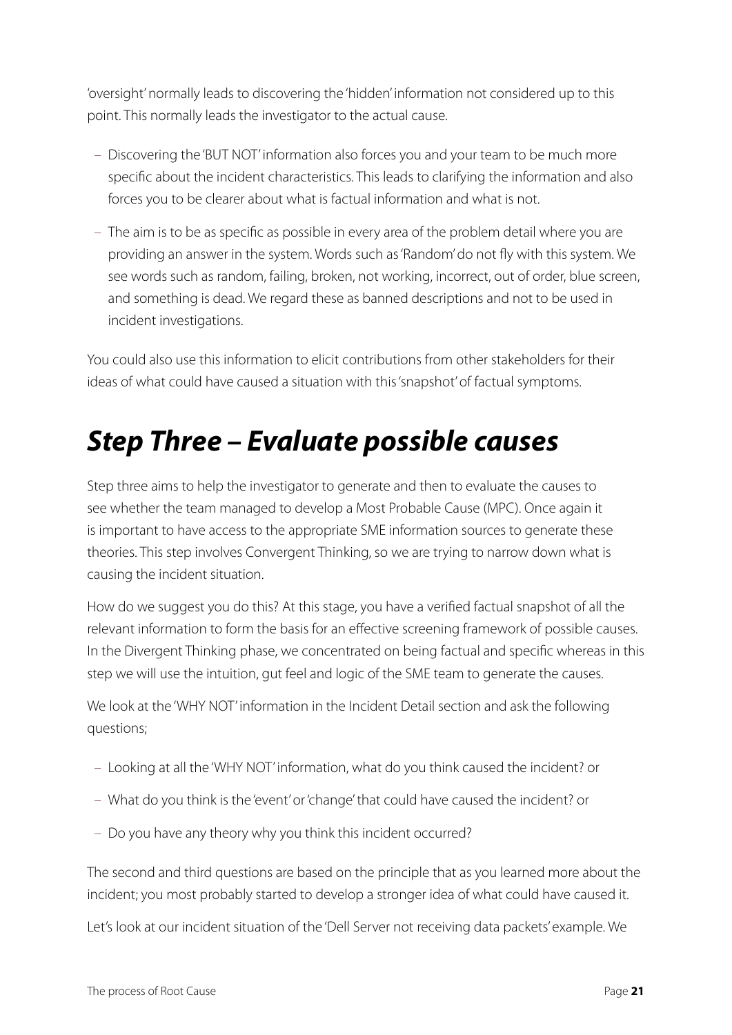'oversight' normally leads to discovering the 'hidden' information not considered up to this point. This normally leads the investigator to the actual cause.

- Discovering the 'BUT NOT' information also forces you and your team to be much more specific about the incident characteristics. This leads to clarifying the information and also forces you to be clearer about what is factual information and what is not.
- The aim is to be as specific as possible in every area of the problem detail where you are providing an answer in the system. Words such as 'Random' do not fly with this system. We see words such as random, failing, broken, not working, incorrect, out of order, blue screen, and something is dead. We regard these as banned descriptions and not to be used in incident investigations.

You could also use this information to elicit contributions from other stakeholders for their ideas of what could have caused a situation with this 'snapshot' of factual symptoms.

# *Step Three – Evaluate possible causes*

Step three aims to help the investigator to generate and then to evaluate the causes to see whether the team managed to develop a Most Probable Cause (MPC). Once again it is important to have access to the appropriate SME information sources to generate these theories. This step involves Convergent Thinking, so we are trying to narrow down what is causing the incident situation.

How do we suggest you do this? At this stage, you have a verified factual snapshot of all the relevant information to form the basis for an effective screening framework of possible causes. In the Divergent Thinking phase, we concentrated on being factual and specific whereas in this step we will use the intuition, gut feel and logic of the SME team to generate the causes.

We look at the 'WHY NOT' information in the Incident Detail section and ask the following questions;

- Looking at all the 'WHY NOT' information, what do you think caused the incident? or
- What do you think is the 'event' or 'change' that could have caused the incident? or
- Do you have any theory why you think this incident occurred?

The second and third questions are based on the principle that as you learned more about the incident; you most probably started to develop a stronger idea of what could have caused it.

Let's look at our incident situation of the 'Dell Server not receiving data packets' example. We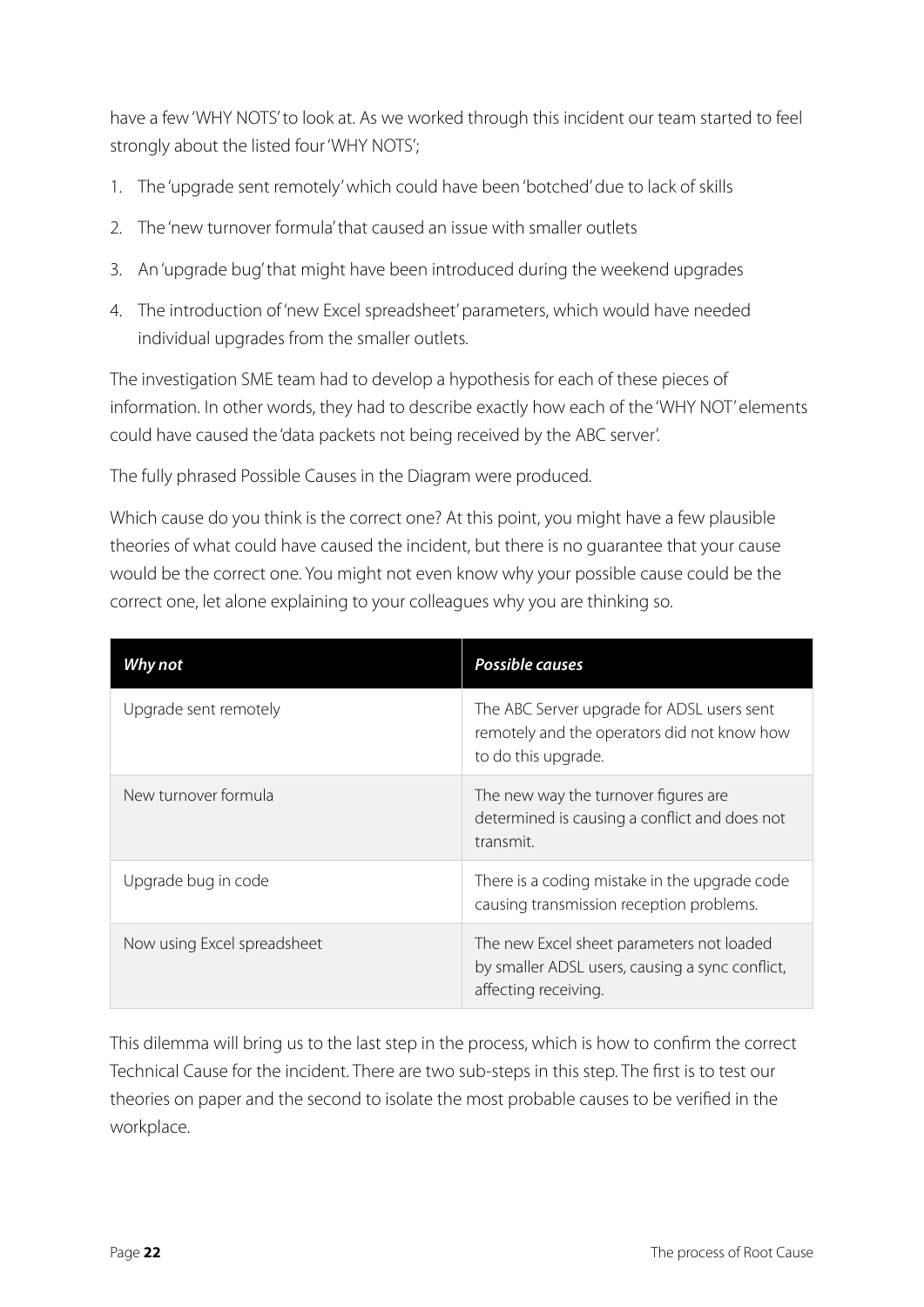have a few 'WHY NOTS' to look at. As we worked through this incident our team started to feel strongly about the listed four 'WHY NOTS';

1. The 'upgrade sent remotely' which could have been 'botched' due to lack of skills
2. The 'new turnover formula' that caused an issue with smaller outlets
3. An 'upgrade bug' that might have been introduced during the weekend upgrades
4. The introduction of 'new Excel spreadsheet' parameters, which would have needed individual upgrades from the smaller outlets.

The investigation SME team had to develop a hypothesis for each of these pieces of information. In other words, they had to describe exactly how each of the 'WHY NOT' elements could have caused the 'data packets not being received by the ABC server'.

The fully phrased Possible Causes in the Diagram were produced.

Which cause do you think is the correct one? At this point, you might have a few plausible theories of what could have caused the incident, but there is no guarantee that your cause would be the correct one. You might not even know why your possible cause could be the correct one, let alone explaining to your colleagues why you are thinking so.

| *Why not* | *Possible causes* |
|---|---|
| Upgrade sent remotely | The ABC Server upgrade for ADSL users sent remotely and the operators did not know how to do this upgrade. |
| New turnover formula | The new way the turnover figures are determined is causing a conflict and does not transmit. |
| Upgrade bug in code | There is a coding mistake in the upgrade code causing transmission reception problems. |
| Now using Excel spreadsheet | The new Excel sheet parameters not loaded by smaller ADSL users, causing a sync conflict, affecting receiving. |

This dilemma will bring us to the last step in the process, which is how to confirm the correct Technical Cause for the incident. There are two sub-steps in this step. The first is to test our theories on paper and the second to isolate the most probable causes to be verified in the workplace.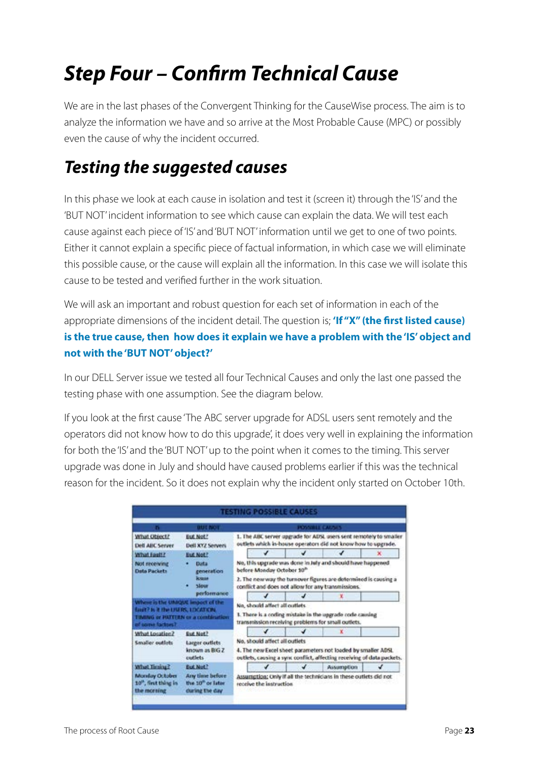# Step Four – Confirm Technical Cause

We are in the last phases of the Convergent Thinking for the CauseWise process. The aim is to analyze the information we have and so arrive at the Most Probable Cause (MPC) or possibly even the cause of why the incident occurred.

## Testing the suggested causes

In this phase we look at each cause in isolation and test it (screen it) through the 'IS' and the 'BUT NOT' incident information to see which cause can explain the data. We will test each cause against each piece of 'IS' and 'BUT NOT' information until we get to one of two points. Either it cannot explain a specific piece of factual information, in which case we will eliminate this possible cause, or the cause will explain all the information. In this case we will isolate this cause to be tested and verified further in the work situation.

We will ask an important and robust question for each set of information in each of the appropriate dimensions of the incident detail. The question is; **'If "X" (the first listed cause) is the true cause, then how does it explain we have a problem with the 'IS' object and not with the 'BUT NOT' object?'**

In our DELL Server issue we tested all four Technical Causes and only the last one passed the testing phase with one assumption. See the diagram below.

If you look at the first cause 'The ABC server upgrade for ADSL users sent remotely and the operators did not know how to do this upgrade', it does very well in explaining the information for both the 'IS' and the 'BUT NOT' up to the point when it comes to the timing. This server upgrade was done in July and should have caused problems earlier if this was the technical reason for the incident. So it does not explain why the incident only started on October 10th.

**TESTING POSSIBLE CAUSES**

| IS | BUT NOT |
|---|---|
| What Object? Dell ABC Server | But Not? Dell XYZ Servers |
| What Fault? Not receiving Data Packets | But Not? • Data generation issue • Slow performance |
| Where is the UNIQUE impact of the fault? Is it the USERS, LOCATION, TIMING or PATTERN or a combination of some factors? | |
| What Location? Smaller outlets | But Not? Larger outlets known as BIG Z outlets |
| What Timing? Monday October 10th, first thing in the morning | But Not? Any time before the 10th or later during the day |

| POSSIBLE CAUSES | Object | Fault | Location | Timing |
|---|---|---|---|---|
| 1. The ABC server upgrade for ADSL users sent remotely to smaller outlets which in-house operators did not know how to upgrade. | ✓ | ✓ | ✓ | ✗ |
| No, this upgrade was done in July and should have happened before Monday October 10th | | | | |
| 2. The new way the turnover figures are determined is causing a conflict and does not allow for any transmissions. | ✓ | ✓ | ✗ | |
| No, should affect all outlets | | | | |
| 3. There is a coding mistake in the upgrade code causing transmission receiving problems for small outlets. | ✓ | ✓ | ✗ | |
| No, should affect all outlets | | | | |
| 4. The new Excel sheet parameters not loaded by smaller ADSL outlets, causing a sync conflict, affecting receiving of data packets. | ✓ | ✓ | Assumption | ✓ |
| Assumption: Only if all the technicians in these outlets did not receive the instruction | | | | |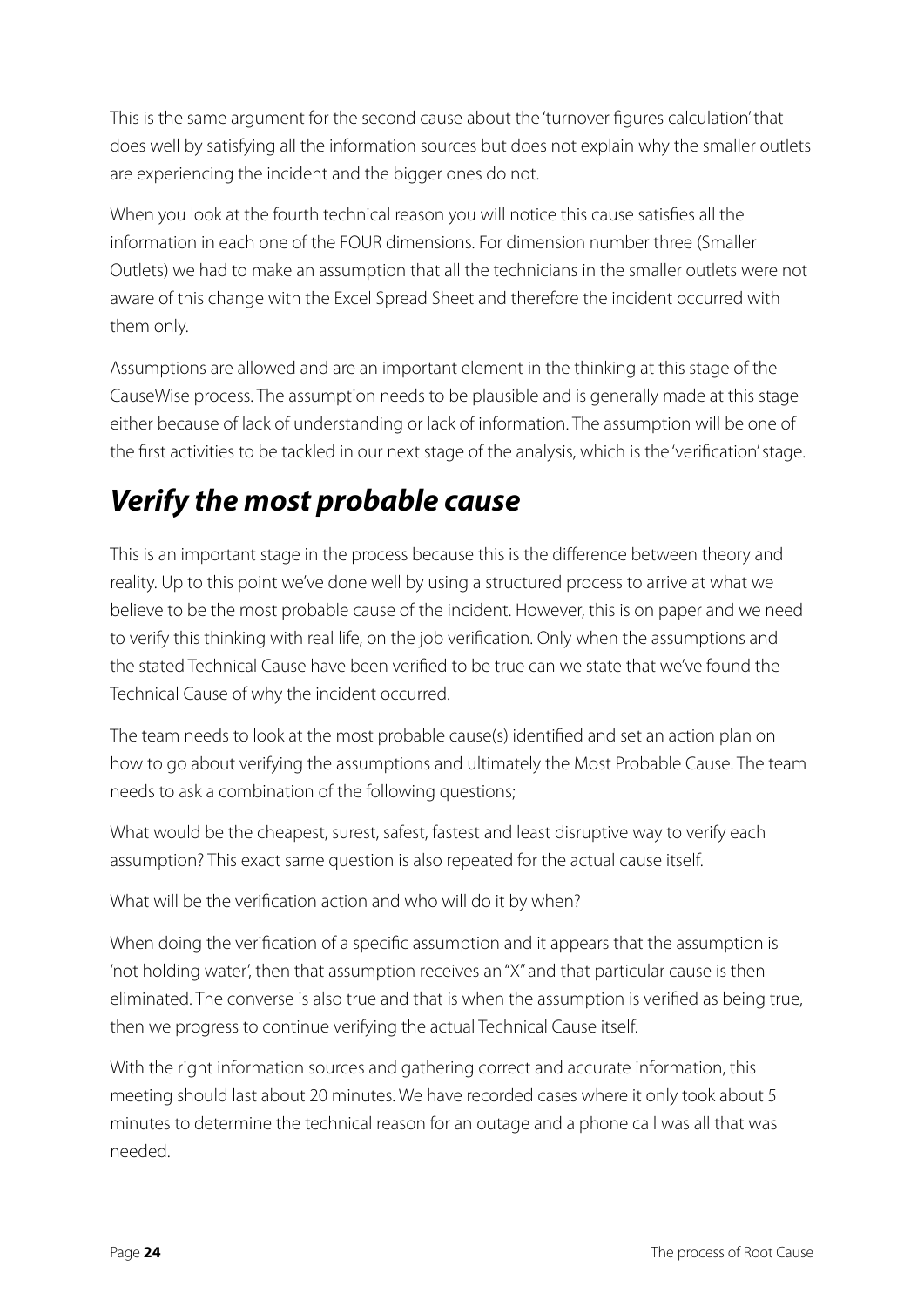This is the same argument for the second cause about the 'turnover figures calculation' that does well by satisfying all the information sources but does not explain why the smaller outlets are experiencing the incident and the bigger ones do not.

When you look at the fourth technical reason you will notice this cause satisfies all the information in each one of the FOUR dimensions. For dimension number three (Smaller Outlets) we had to make an assumption that all the technicians in the smaller outlets were not aware of this change with the Excel Spread Sheet and therefore the incident occurred with them only.

Assumptions are allowed and are an important element in the thinking at this stage of the CauseWise process. The assumption needs to be plausible and is generally made at this stage either because of lack of understanding or lack of information. The assumption will be one of the first activities to be tackled in our next stage of the analysis, which is the 'verification' stage.

## *Verify the most probable cause*

This is an important stage in the process because this is the difference between theory and reality. Up to this point we've done well by using a structured process to arrive at what we believe to be the most probable cause of the incident. However, this is on paper and we need to verify this thinking with real life, on the job verification. Only when the assumptions and the stated Technical Cause have been verified to be true can we state that we've found the Technical Cause of why the incident occurred.

The team needs to look at the most probable cause(s) identified and set an action plan on how to go about verifying the assumptions and ultimately the Most Probable Cause. The team needs to ask a combination of the following questions;

What would be the cheapest, surest, safest, fastest and least disruptive way to verify each assumption? This exact same question is also repeated for the actual cause itself.

What will be the verification action and who will do it by when?

When doing the verification of a specific assumption and it appears that the assumption is 'not holding water', then that assumption receives an "X" and that particular cause is then eliminated. The converse is also true and that is when the assumption is verified as being true, then we progress to continue verifying the actual Technical Cause itself.

With the right information sources and gathering correct and accurate information, this meeting should last about 20 minutes. We have recorded cases where it only took about 5 minutes to determine the technical reason for an outage and a phone call was all that was needed.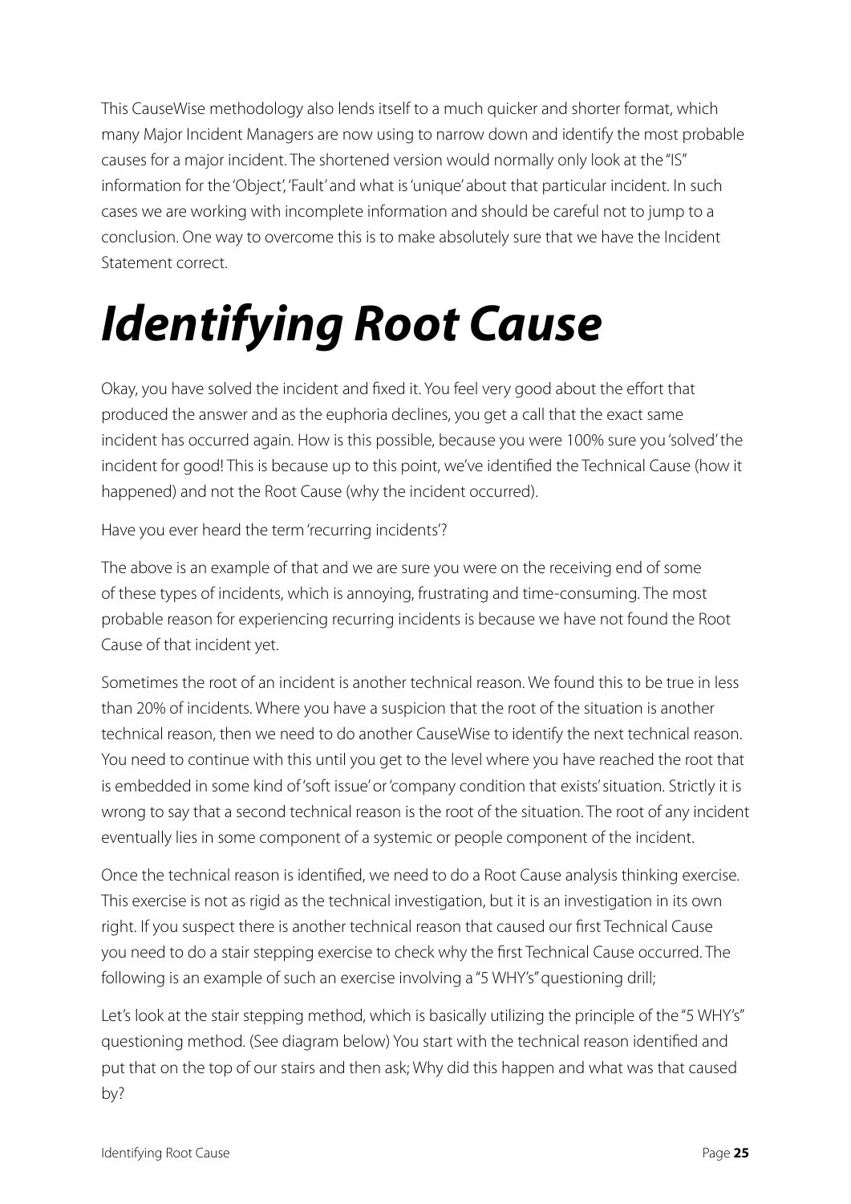This CauseWise methodology also lends itself to a much quicker and shorter format, which many Major Incident Managers are now using to narrow down and identify the most probable causes for a major incident. The shortened version would normally only look at the "IS" information for the 'Object', 'Fault' and what is 'unique' about that particular incident. In such cases we are working with incomplete information and should be careful not to jump to a conclusion. One way to overcome this is to make absolutely sure that we have the Incident Statement correct.

# ***Identifying Root Cause***

Okay, you have solved the incident and fixed it. You feel very good about the effort that produced the answer and as the euphoria declines, you get a call that the exact same incident has occurred again. How is this possible, because you were 100% sure you 'solved' the incident for good! This is because up to this point, we've identified the Technical Cause (how it happened) and not the Root Cause (why the incident occurred).

Have you ever heard the term 'recurring incidents'?

The above is an example of that and we are sure you were on the receiving end of some of these types of incidents, which is annoying, frustrating and time-consuming. The most probable reason for experiencing recurring incidents is because we have not found the Root Cause of that incident yet.

Sometimes the root of an incident is another technical reason. We found this to be true in less than 20% of incidents. Where you have a suspicion that the root of the situation is another technical reason, then we need to do another CauseWise to identify the next technical reason. You need to continue with this until you get to the level where you have reached the root that is embedded in some kind of 'soft issue' or 'company condition that exists' situation. Strictly it is wrong to say that a second technical reason is the root of the situation. The root of any incident eventually lies in some component of a systemic or people component of the incident.

Once the technical reason is identified, we need to do a Root Cause analysis thinking exercise. This exercise is not as rigid as the technical investigation, but it is an investigation in its own right. If you suspect there is another technical reason that caused our first Technical Cause you need to do a stair stepping exercise to check why the first Technical Cause occurred. The following is an example of such an exercise involving a "5 WHY's" questioning drill;

Let's look at the stair stepping method, which is basically utilizing the principle of the "5 WHY's" questioning method. (See diagram below) You start with the technical reason identified and put that on the top of our stairs and then ask; Why did this happen and what was that caused by?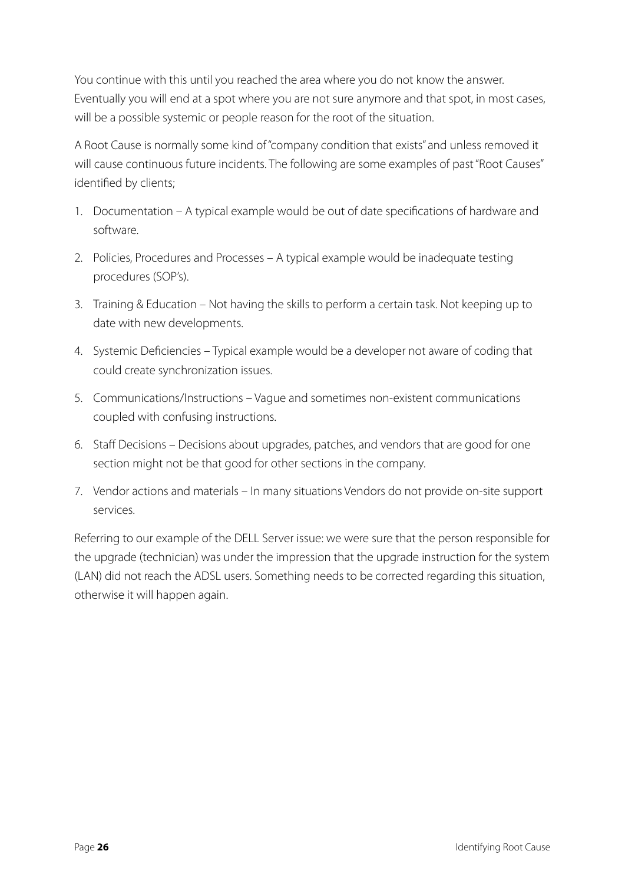You continue with this until you reached the area where you do not know the answer. Eventually you will end at a spot where you are not sure anymore and that spot, in most cases, will be a possible systemic or people reason for the root of the situation.

A Root Cause is normally some kind of "company condition that exists" and unless removed it will cause continuous future incidents. The following are some examples of past "Root Causes" identified by clients;

1. Documentation – A typical example would be out of date specifications of hardware and software.
2. Policies, Procedures and Processes – A typical example would be inadequate testing procedures (SOP's).
3. Training & Education – Not having the skills to perform a certain task. Not keeping up to date with new developments.
4. Systemic Deficiencies – Typical example would be a developer not aware of coding that could create synchronization issues.
5. Communications/Instructions – Vague and sometimes non-existent communications coupled with confusing instructions.
6. Staff Decisions – Decisions about upgrades, patches, and vendors that are good for one section might not be that good for other sections in the company.
7. Vendor actions and materials – In many situations Vendors do not provide on-site support services.

Referring to our example of the DELL Server issue: we were sure that the person responsible for the upgrade (technician) was under the impression that the upgrade instruction for the system (LAN) did not reach the ADSL users. Something needs to be corrected regarding this situation, otherwise it will happen again.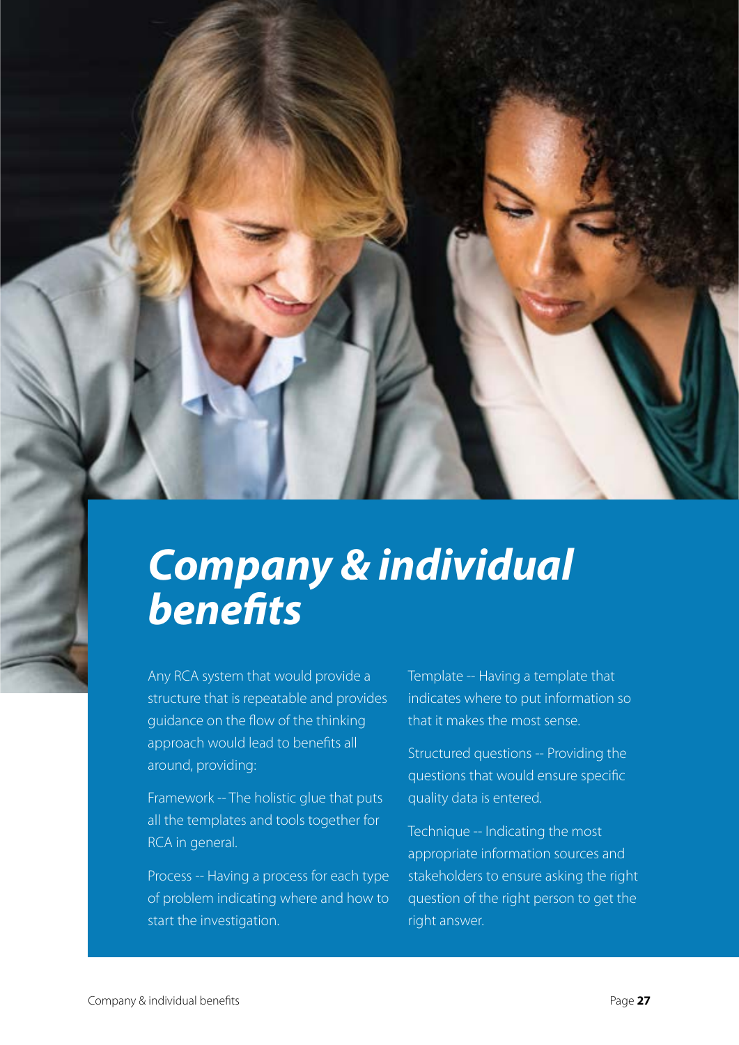# *Company & individual benefits*

Any RCA system that would provide a structure that is repeatable and provides guidance on the flow of the thinking approach would lead to benefits all around, providing:

Framework -- The holistic glue that puts all the templates and tools together for RCA in general.

Process -- Having a process for each type of problem indicating where and how to start the investigation.

Template -- Having a template that indicates where to put information so that it makes the most sense.

Structured questions -- Providing the questions that would ensure specific quality data is entered.

Technique -- Indicating the most appropriate information sources and stakeholders to ensure asking the right question of the right person to get the right answer.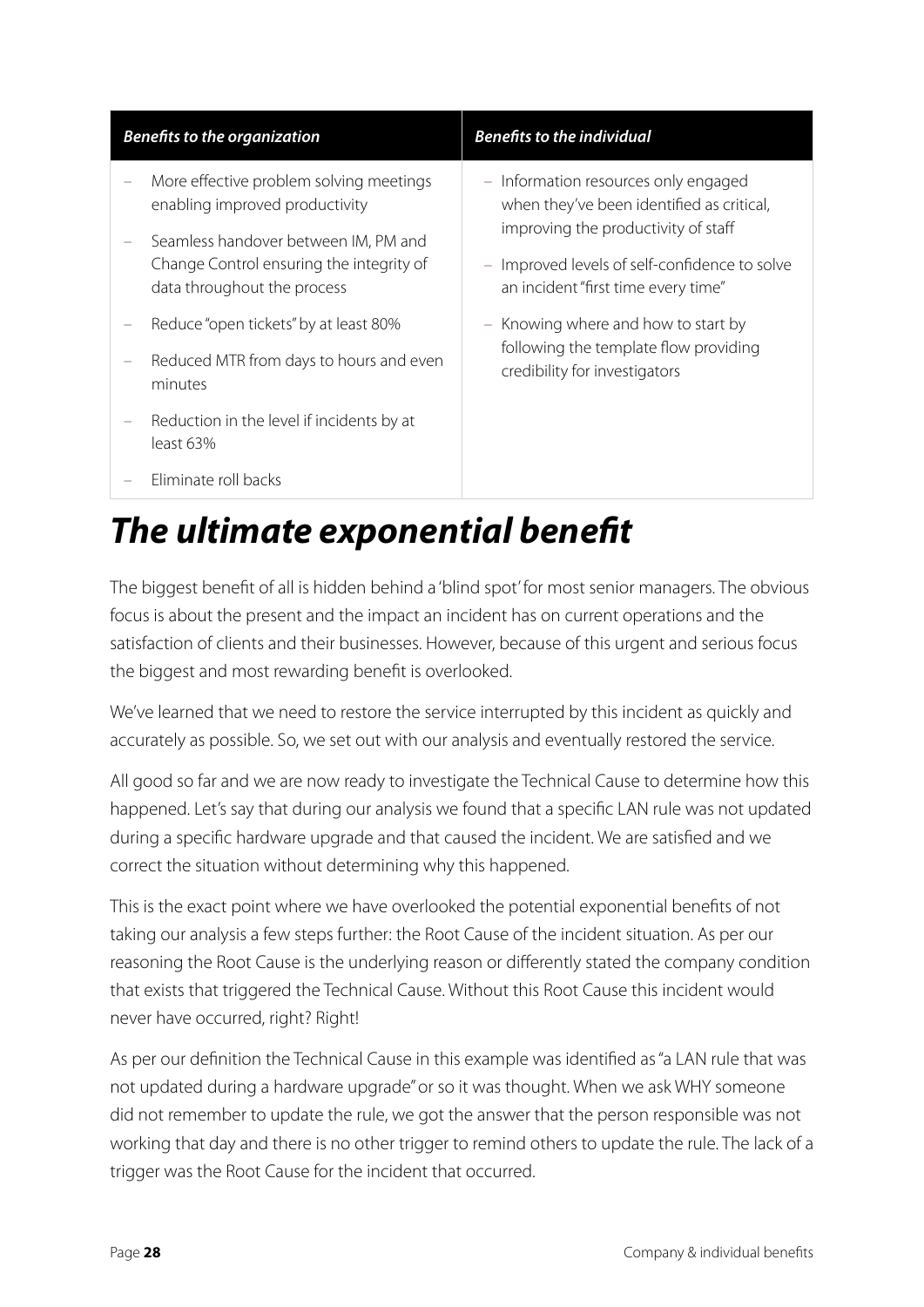| *Benefits to the organization* | *Benefits to the individual* |
|---|---|
| – More effective problem solving meetings enabling improved productivity<br>– Seamless handover between IM, PM and Change Control ensuring the integrity of data throughout the process<br>– Reduce "open tickets" by at least 80%<br>– Reduced MTR from days to hours and even minutes<br>– Reduction in the level if incidents by at least 63%<br>– Eliminate roll backs | – Information resources only engaged when they've been identified as critical, improving the productivity of staff<br>– Improved levels of self-confidence to solve an incident "first time every time"<br>– Knowing where and how to start by following the template flow providing credibility for investigators |

# *The ultimate exponential benefit*

The biggest benefit of all is hidden behind a 'blind spot' for most senior managers. The obvious focus is about the present and the impact an incident has on current operations and the satisfaction of clients and their businesses. However, because of this urgent and serious focus the biggest and most rewarding benefit is overlooked.

We've learned that we need to restore the service interrupted by this incident as quickly and accurately as possible. So, we set out with our analysis and eventually restored the service.

All good so far and we are now ready to investigate the Technical Cause to determine how this happened. Let's say that during our analysis we found that a specific LAN rule was not updated during a specific hardware upgrade and that caused the incident. We are satisfied and we correct the situation without determining why this happened.

This is the exact point where we have overlooked the potential exponential benefits of not taking our analysis a few steps further: the Root Cause of the incident situation. As per our reasoning the Root Cause is the underlying reason or differently stated the company condition that exists that triggered the Technical Cause. Without this Root Cause this incident would never have occurred, right? Right!

As per our definition the Technical Cause in this example was identified as "a LAN rule that was not updated during a hardware upgrade" or so it was thought. When we ask WHY someone did not remember to update the rule, we got the answer that the person responsible was not working that day and there is no other trigger to remind others to update the rule. The lack of a trigger was the Root Cause for the incident that occurred.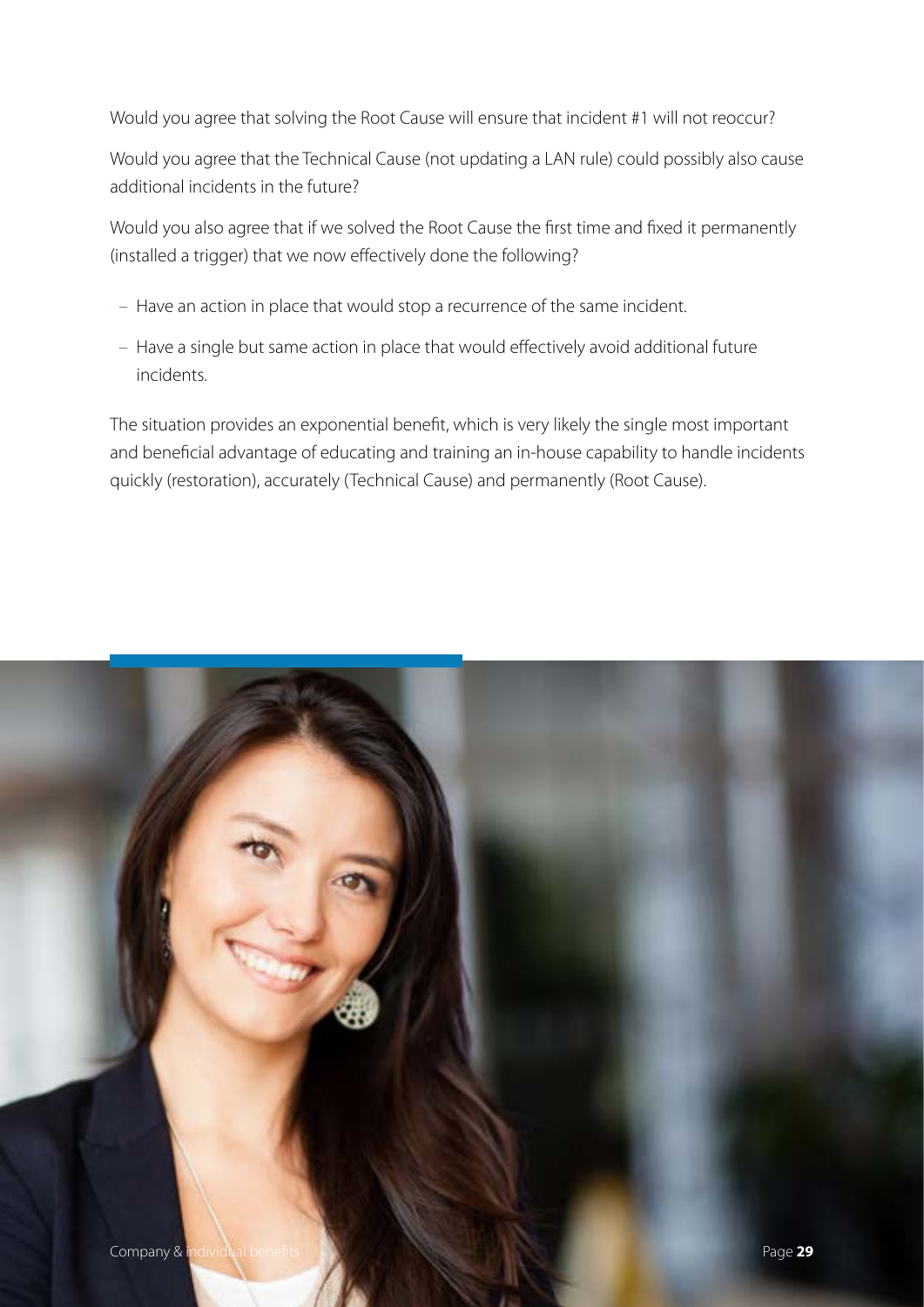Would you agree that solving the Root Cause will ensure that incident #1 will not reoccur?

Would you agree that the Technical Cause (not updating a LAN rule) could possibly also cause additional incidents in the future?

Would you also agree that if we solved the Root Cause the first time and fixed it permanently (installed a trigger) that we now effectively done the following?

- Have an action in place that would stop a recurrence of the same incident.
- Have a single but same action in place that would effectively avoid additional future incidents.

The situation provides an exponential benefit, which is very likely the single most important and beneficial advantage of educating and training an in-house capability to handle incidents quickly (restoration), accurately (Technical Cause) and permanently (Root Cause).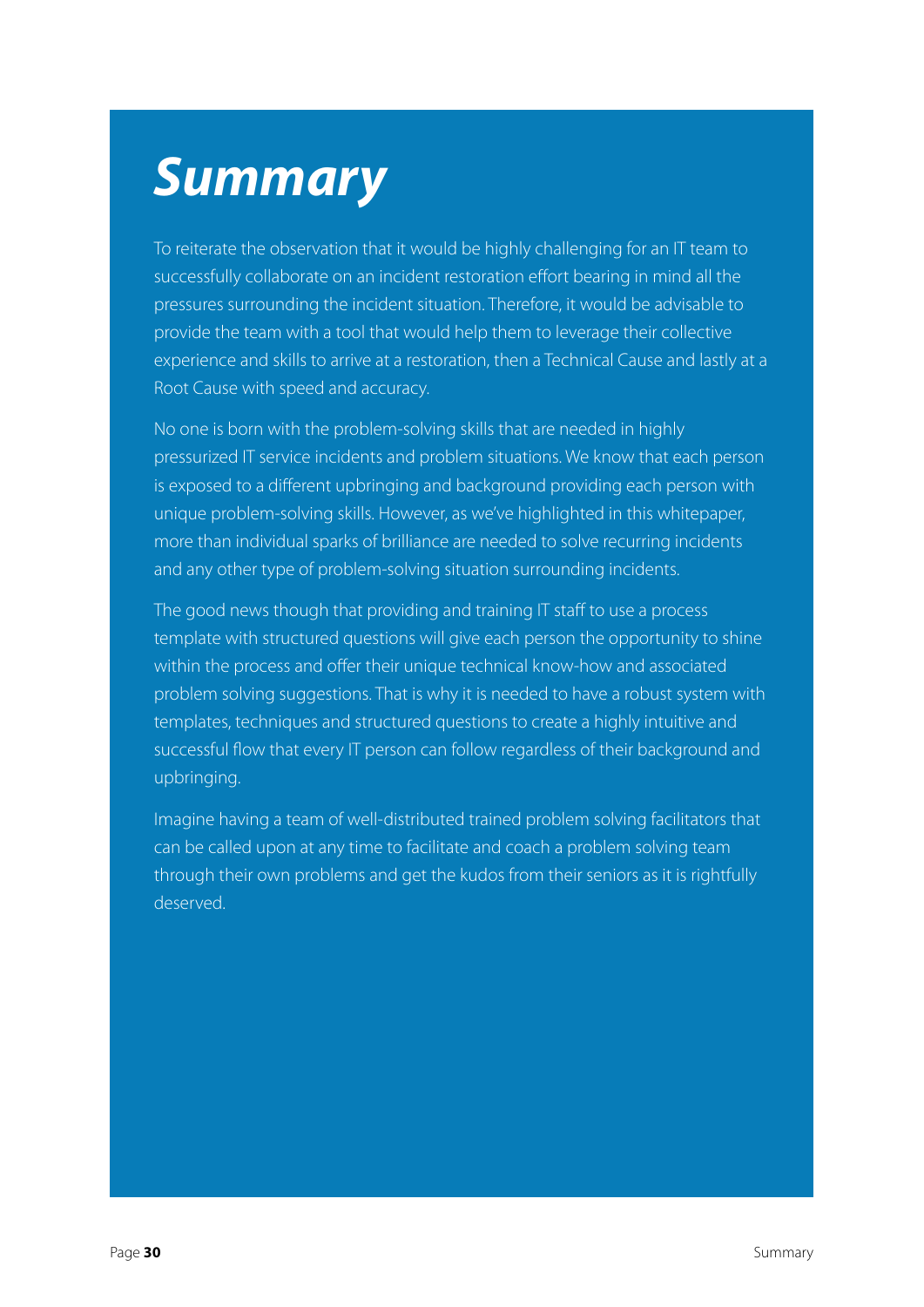# *Summary*

To reiterate the observation that it would be highly challenging for an IT team to successfully collaborate on an incident restoration effort bearing in mind all the pressures surrounding the incident situation. Therefore, it would be advisable to provide the team with a tool that would help them to leverage their collective experience and skills to arrive at a restoration, then a Technical Cause and lastly at a Root Cause with speed and accuracy.

No one is born with the problem-solving skills that are needed in highly pressurized IT service incidents and problem situations. We know that each person is exposed to a different upbringing and background providing each person with unique problem-solving skills. However, as we've highlighted in this whitepaper, more than individual sparks of brilliance are needed to solve recurring incidents and any other type of problem-solving situation surrounding incidents.

The good news though that providing and training IT staff to use a process template with structured questions will give each person the opportunity to shine within the process and offer their unique technical know-how and associated problem solving suggestions. That is why it is needed to have a robust system with templates, techniques and structured questions to create a highly intuitive and successful flow that every IT person can follow regardless of their background and upbringing.

Imagine having a team of well-distributed trained problem solving facilitators that can be called upon at any time to facilitate and coach a problem solving team through their own problems and get the kudos from their seniors as it is rightfully deserved.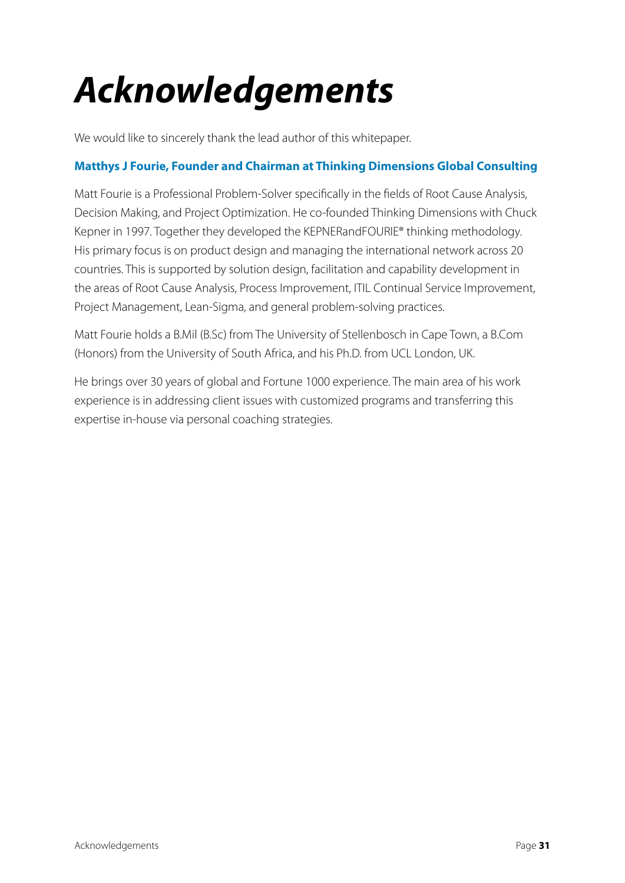# ***Acknowledgements***

We would like to sincerely thank the lead author of this whitepaper.

**Matthys J Fourie, Founder and Chairman at Thinking Dimensions Global Consulting**

Matt Fourie is a Professional Problem-Solver specifically in the fields of Root Cause Analysis, Decision Making, and Project Optimization. He co-founded Thinking Dimensions with Chuck Kepner in 1997. Together they developed the KEPNERandFOURIE® thinking methodology. His primary focus is on product design and managing the international network across 20 countries. This is supported by solution design, facilitation and capability development in the areas of Root Cause Analysis, Process Improvement, ITIL Continual Service Improvement, Project Management, Lean-Sigma, and general problem-solving practices.

Matt Fourie holds a B.Mil (B.Sc) from The University of Stellenbosch in Cape Town, a B.Com (Honors) from the University of South Africa, and his Ph.D. from UCL London, UK.

He brings over 30 years of global and Fortune 1000 experience. The main area of his work experience is in addressing client issues with customized programs and transferring this expertise in-house via personal coaching strategies.